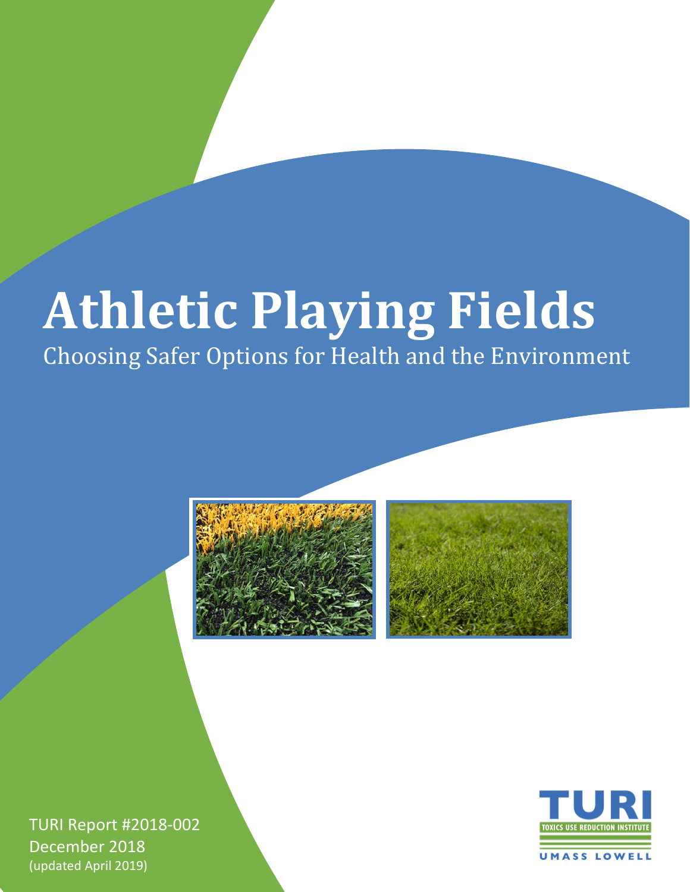# Athletic Playing Fields

## Choosing Safer Options for Health and the Environment

TURI Report #2018-002
December 2018
(updated April 2019)

TURI
TOXICS USE REDUCTION INSTITUTE
UMASS LOWELL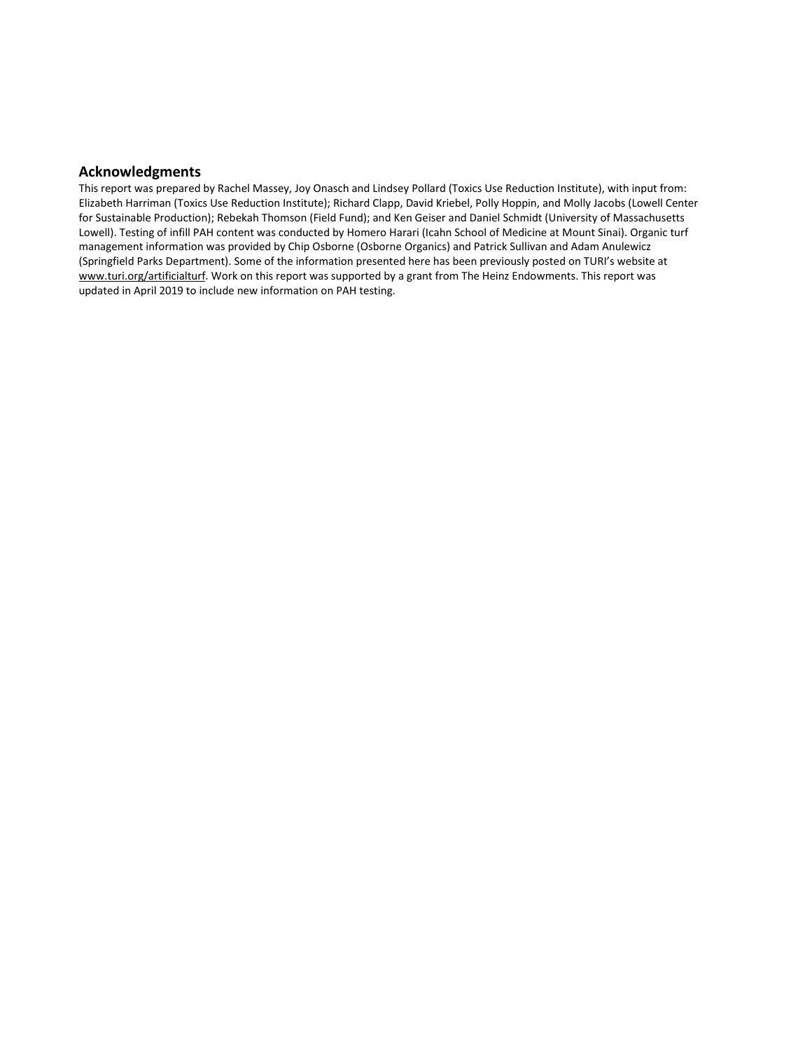## Acknowledgments

This report was prepared by Rachel Massey, Joy Onasch and Lindsey Pollard (Toxics Use Reduction Institute), with input from: Elizabeth Harriman (Toxics Use Reduction Institute); Richard Clapp, David Kriebel, Polly Hoppin, and Molly Jacobs (Lowell Center for Sustainable Production); Rebekah Thomson (Field Fund); and Ken Geiser and Daniel Schmidt (University of Massachusetts Lowell). Testing of infill PAH content was conducted by Homero Harari (Icahn School of Medicine at Mount Sinai). Organic turf management information was provided by Chip Osborne (Osborne Organics) and Patrick Sullivan and Adam Anulewicz (Springfield Parks Department). Some of the information presented here has been previously posted on TURI's website at www.turi.org/artificialturf. Work on this report was supported by a grant from The Heinz Endowments. This report was updated in April 2019 to include new information on PAH testing.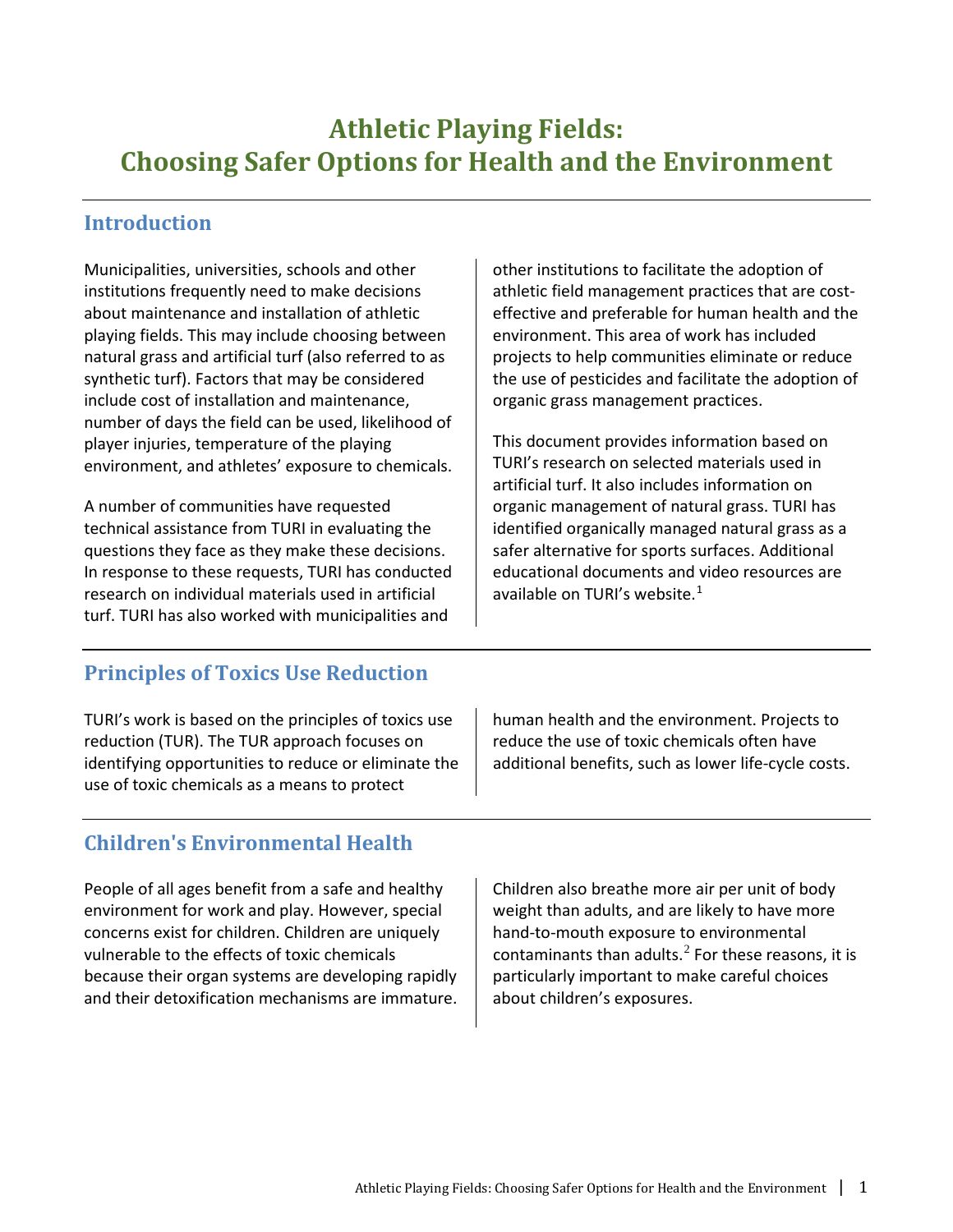# Athletic Playing Fields: Choosing Safer Options for Health and the Environment

## Introduction

Municipalities, universities, schools and other institutions frequently need to make decisions about maintenance and installation of athletic playing fields. This may include choosing between natural grass and artificial turf (also referred to as synthetic turf). Factors that may be considered include cost of installation and maintenance, number of days the field can be used, likelihood of player injuries, temperature of the playing environment, and athletes' exposure to chemicals.

A number of communities have requested technical assistance from TURI in evaluating the questions they face as they make these decisions. In response to these requests, TURI has conducted research on individual materials used in artificial turf. TURI has also worked with municipalities and other institutions to facilitate the adoption of athletic field management practices that are cost-effective and preferable for human health and the environment. This area of work has included projects to help communities eliminate or reduce the use of pesticides and facilitate the adoption of organic grass management practices.

This document provides information based on TURI's research on selected materials used in artificial turf. It also includes information on organic management of natural grass. TURI has identified organically managed natural grass as a safer alternative for sports surfaces. Additional educational documents and video resources are available on TURI's website.[1]

## Principles of Toxics Use Reduction

TURI's work is based on the principles of toxics use reduction (TUR). The TUR approach focuses on identifying opportunities to reduce or eliminate the use of toxic chemicals as a means to protect human health and the environment. Projects to reduce the use of toxic chemicals often have additional benefits, such as lower life-cycle costs.

## Children's Environmental Health

People of all ages benefit from a safe and healthy environment for work and play. However, special concerns exist for children. Children are uniquely vulnerable to the effects of toxic chemicals because their organ systems are developing rapidly and their detoxification mechanisms are immature. Children also breathe more air per unit of body weight than adults, and are likely to have more hand-to-mouth exposure to environmental contaminants than adults.[2] For these reasons, it is particularly important to make careful choices about children's exposures.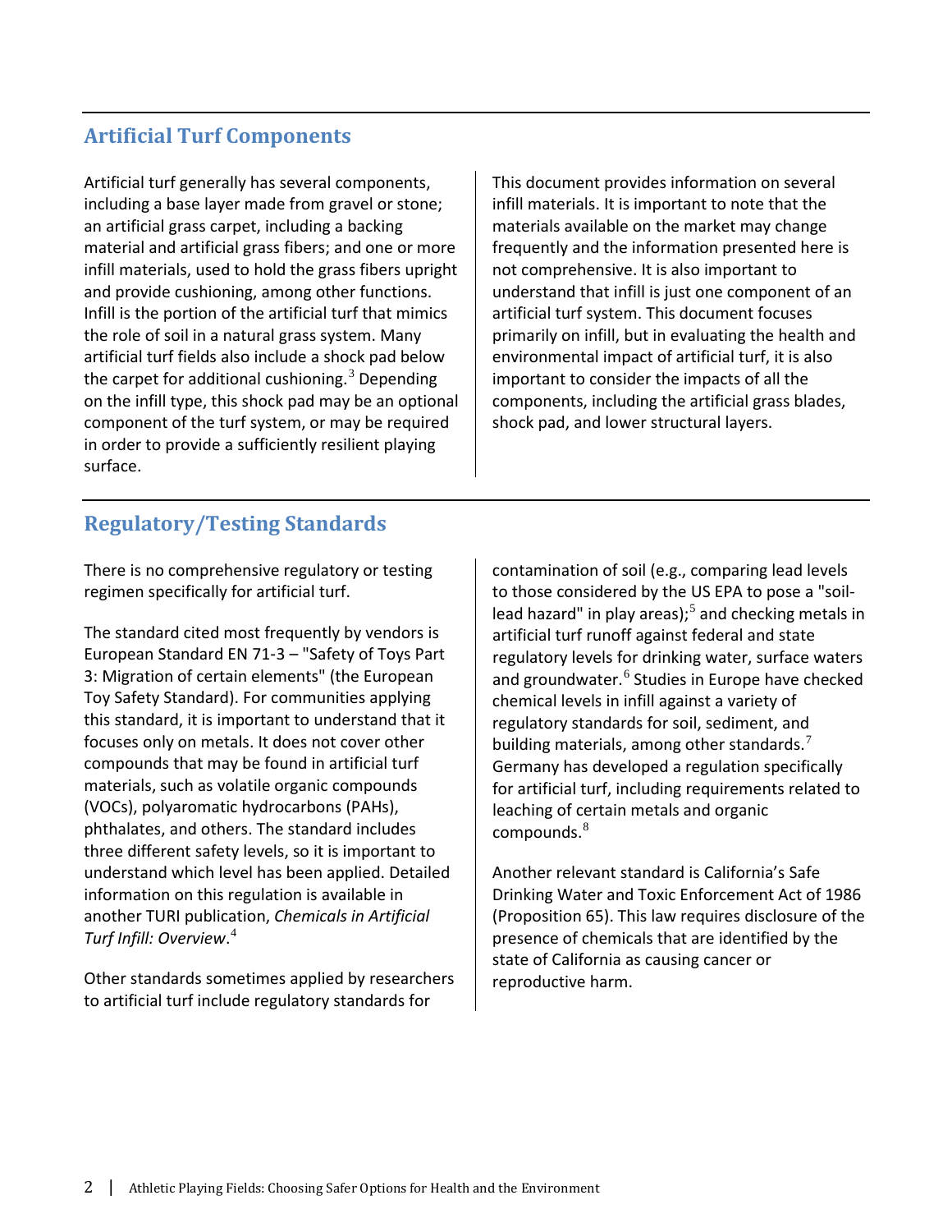## Artificial Turf Components

Artificial turf generally has several components, including a base layer made from gravel or stone; an artificial grass carpet, including a backing material and artificial grass fibers; and one or more infill materials, used to hold the grass fibers upright and provide cushioning, among other functions. Infill is the portion of the artificial turf that mimics the role of soil in a natural grass system. Many artificial turf fields also include a shock pad below the carpet for additional cushioning.[3] Depending on the infill type, this shock pad may be an optional component of the turf system, or may be required in order to provide a sufficiently resilient playing surface.

This document provides information on several infill materials. It is important to note that the materials available on the market may change frequently and the information presented here is not comprehensive. It is also important to understand that infill is just one component of an artificial turf system. This document focuses primarily on infill, but in evaluating the health and environmental impact of artificial turf, it is also important to consider the impacts of all the components, including the artificial grass blades, shock pad, and lower structural layers.

## Regulatory/Testing Standards

There is no comprehensive regulatory or testing regimen specifically for artificial turf.

The standard cited most frequently by vendors is European Standard EN 71-3 – "Safety of Toys Part 3: Migration of certain elements" (the European Toy Safety Standard). For communities applying this standard, it is important to understand that it focuses only on metals. It does not cover other compounds that may be found in artificial turf materials, such as volatile organic compounds (VOCs), polyaromatic hydrocarbons (PAHs), phthalates, and others. The standard includes three different safety levels, so it is important to understand which level has been applied. Detailed information on this regulation is available in another TURI publication, *Chemicals in Artificial Turf Infill: Overview*.[4]

Other standards sometimes applied by researchers to artificial turf include regulatory standards for contamination of soil (e.g., comparing lead levels to those considered by the US EPA to pose a "soil-lead hazard" in play areas);[5] and checking metals in artificial turf runoff against federal and state regulatory levels for drinking water, surface waters and groundwater.[6] Studies in Europe have checked chemical levels in infill against a variety of regulatory standards for soil, sediment, and building materials, among other standards.[7] Germany has developed a regulation specifically for artificial turf, including requirements related to leaching of certain metals and organic compounds.[8]

Another relevant standard is California's Safe Drinking Water and Toxic Enforcement Act of 1986 (Proposition 65). This law requires disclosure of the presence of chemicals that are identified by the state of California as causing cancer or reproductive harm.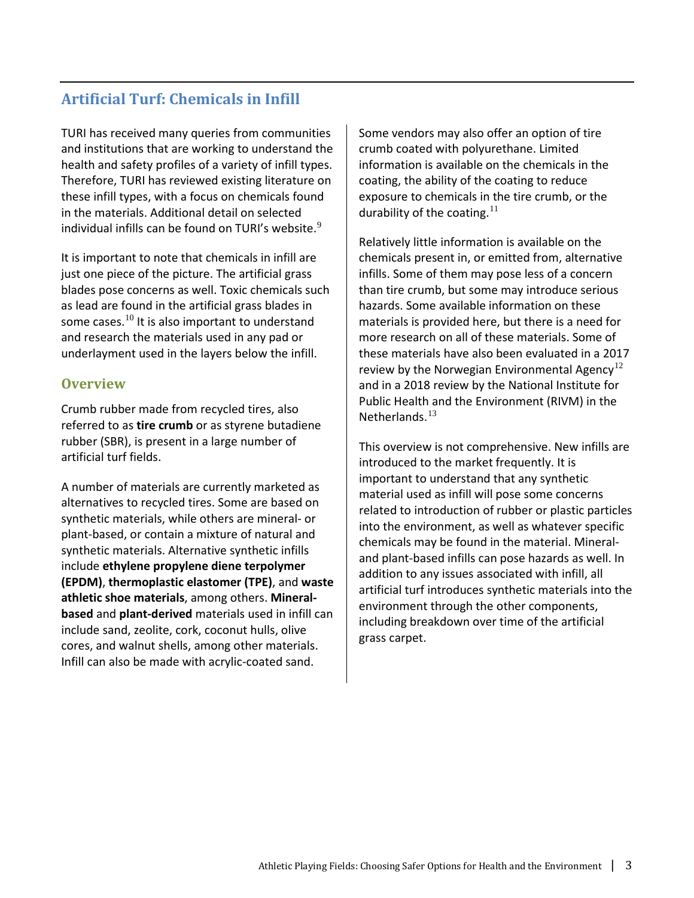## Artificial Turf: Chemicals in Infill

TURI has received many queries from communities and institutions that are working to understand the health and safety profiles of a variety of infill types. Therefore, TURI has reviewed existing literature on these infill types, with a focus on chemicals found in the materials. Additional detail on selected individual infills can be found on TURI's website.[9]

It is important to note that chemicals in infill are just one piece of the picture. The artificial grass blades pose concerns as well. Toxic chemicals such as lead are found in the artificial grass blades in some cases.[10] It is also important to understand and research the materials used in any pad or underlayment used in the layers below the infill.

### Overview

Crumb rubber made from recycled tires, also referred to as **tire crumb** or as styrene butadiene rubber (SBR), is present in a large number of artificial turf fields.

A number of materials are currently marketed as alternatives to recycled tires. Some are based on synthetic materials, while others are mineral- or plant-based, or contain a mixture of natural and synthetic materials. Alternative synthetic infills include **ethylene propylene diene terpolymer (EPDM)**, **thermoplastic elastomer (TPE)**, and **waste athletic shoe materials**, among others. **Mineral-based** and **plant-derived** materials used in infill can include sand, zeolite, cork, coconut hulls, olive cores, and walnut shells, among other materials. Infill can also be made with acrylic-coated sand.

Some vendors may also offer an option of tire crumb coated with polyurethane. Limited information is available on the chemicals in the coating, the ability of the coating to reduce exposure to chemicals in the tire crumb, or the durability of the coating.[11]

Relatively little information is available on the chemicals present in, or emitted from, alternative infills. Some of them may pose less of a concern than tire crumb, but some may introduce serious hazards. Some available information on these materials is provided here, but there is a need for more research on all of these materials. Some of these materials have also been evaluated in a 2017 review by the Norwegian Environmental Agency[12] and in a 2018 review by the National Institute for Public Health and the Environment (RIVM) in the Netherlands.[13]

This overview is not comprehensive. New infills are introduced to the market frequently. It is important to understand that any synthetic material used as infill will pose some concerns related to introduction of rubber or plastic particles into the environment, as well as whatever specific chemicals may be found in the material. Mineral- and plant-based infills can pose hazards as well. In addition to any issues associated with infill, all artificial turf introduces synthetic materials into the environment through the other components, including breakdown over time of the artificial grass carpet.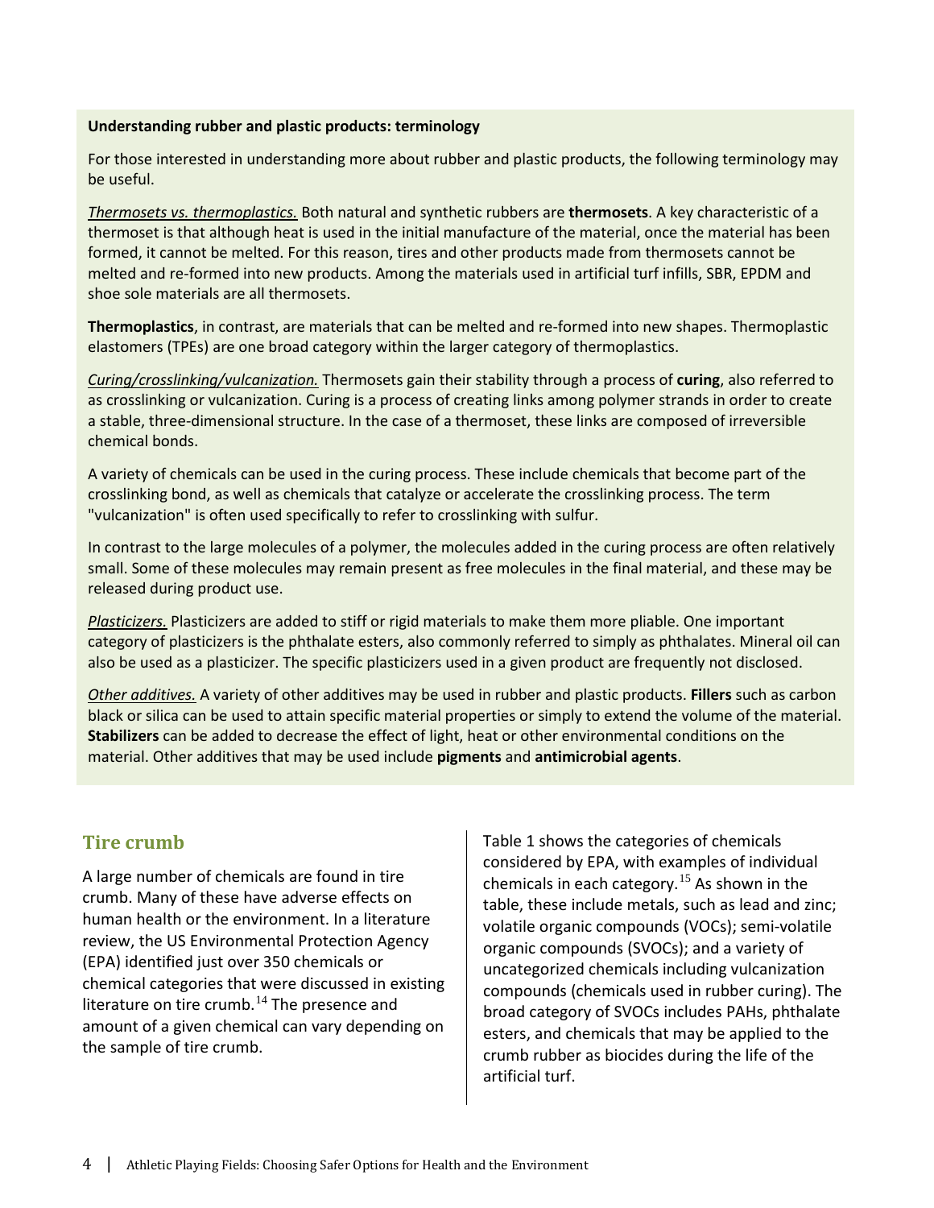**Understanding rubber and plastic products: terminology**

For those interested in understanding more about rubber and plastic products, the following terminology may be useful.

*Thermosets vs. thermoplastics.* Both natural and synthetic rubbers are **thermosets**. A key characteristic of a thermoset is that although heat is used in the initial manufacture of the material, once the material has been formed, it cannot be melted. For this reason, tires and other products made from thermosets cannot be melted and re-formed into new products. Among the materials used in artificial turf infills, SBR, EPDM and shoe sole materials are all thermosets.

**Thermoplastics**, in contrast, are materials that can be melted and re-formed into new shapes. Thermoplastic elastomers (TPEs) are one broad category within the larger category of thermoplastics.

*Curing/crosslinking/vulcanization.* Thermosets gain their stability through a process of **curing**, also referred to as crosslinking or vulcanization. Curing is a process of creating links among polymer strands in order to create a stable, three-dimensional structure. In the case of a thermoset, these links are composed of irreversible chemical bonds.

A variety of chemicals can be used in the curing process. These include chemicals that become part of the crosslinking bond, as well as chemicals that catalyze or accelerate the crosslinking process. The term "vulcanization" is often used specifically to refer to crosslinking with sulfur.

In contrast to the large molecules of a polymer, the molecules added in the curing process are often relatively small. Some of these molecules may remain present as free molecules in the final material, and these may be released during product use.

*Plasticizers.* Plasticizers are added to stiff or rigid materials to make them more pliable. One important category of plasticizers is the phthalate esters, also commonly referred to simply as phthalates. Mineral oil can also be used as a plasticizer. The specific plasticizers used in a given product are frequently not disclosed.

*Other additives.* A variety of other additives may be used in rubber and plastic products. **Fillers** such as carbon black or silica can be used to attain specific material properties or simply to extend the volume of the material. **Stabilizers** can be added to decrease the effect of light, heat or other environmental conditions on the material. Other additives that may be used include **pigments** and **antimicrobial agents**.

## Tire crumb

A large number of chemicals are found in tire crumb. Many of these have adverse effects on human health or the environment. In a literature review, the US Environmental Protection Agency (EPA) identified just over 350 chemicals or chemical categories that were discussed in existing literature on tire crumb.[14] The presence and amount of a given chemical can vary depending on the sample of tire crumb.

Table 1 shows the categories of chemicals considered by EPA, with examples of individual chemicals in each category.[15] As shown in the table, these include metals, such as lead and zinc; volatile organic compounds (VOCs); semi-volatile organic compounds (SVOCs); and a variety of uncategorized chemicals including vulcanization compounds (chemicals used in rubber curing). The broad category of SVOCs includes PAHs, phthalate esters, and chemicals that may be applied to the crumb rubber as biocides during the life of the artificial turf.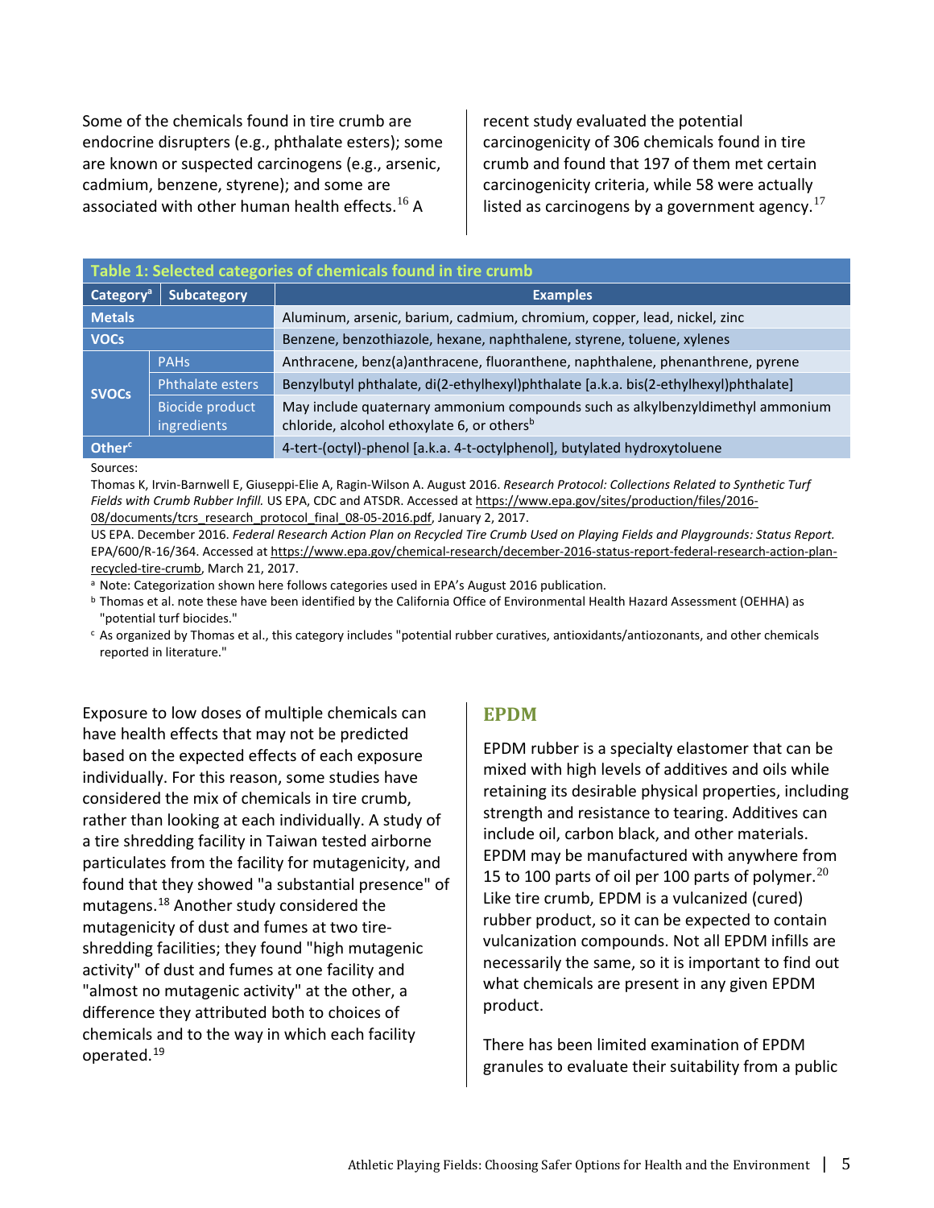Some of the chemicals found in tire crumb are endocrine disrupters (e.g., phthalate esters); some are known or suspected carcinogens (e.g., arsenic, cadmium, benzene, styrene); and some are associated with other human health effects.[16] A recent study evaluated the potential carcinogenicity of 306 chemicals found in tire crumb and found that 197 of them met certain carcinogenicity criteria, while 58 were actually listed as carcinogens by a government agency.[17]

**Table 1: Selected categories of chemicals found in tire crumb**

| Category[a] | Subcategory | Examples |
|---|---|---|
| **Metals** | | Aluminum, arsenic, barium, cadmium, chromium, copper, lead, nickel, zinc |
| **VOCs** | | Benzene, benzothiazole, hexane, naphthalene, styrene, toluene, xylenes |
| **SVOCs** | PAHs | Anthracene, benz(a)anthracene, fluoranthene, naphthalene, phenanthrene, pyrene |
| | Phthalate esters | Benzylbutyl phthalate, di(2-ethylhexyl)phthalate [a.k.a. bis(2-ethylhexyl)phthalate] |
| | Biocide product ingredients | May include quaternary ammonium compounds such as alkylbenzyldimethyl ammonium chloride, alcohol ethoxylate 6, or others[b] |
| **Other**[c] | | 4-tert-(octyl)-phenol [a.k.a. 4-t-octylphenol], butylated hydroxytoluene |

Sources:

Thomas K, Irvin-Barnwell E, Giuseppi-Elie A, Ragin-Wilson A. August 2016. *Research Protocol: Collections Related to Synthetic Turf Fields with Crumb Rubber Infill.* US EPA, CDC and ATSDR. Accessed at https://www.epa.gov/sites/production/files/2016-08/documents/tcrs_research_protocol_final_08-05-2016.pdf, January 2, 2017.

US EPA. December 2016. *Federal Research Action Plan on Recycled Tire Crumb Used on Playing Fields and Playgrounds: Status Report.* EPA/600/R-16/364. Accessed at https://www.epa.gov/chemical-research/december-2016-status-report-federal-research-action-plan-recycled-tire-crumb, March 21, 2017.

[a] Note: Categorization shown here follows categories used in EPA's August 2016 publication.

[b] Thomas et al. note these have been identified by the California Office of Environmental Health Hazard Assessment (OEHHA) as "potential turf biocides."

[c] As organized by Thomas et al., this category includes "potential rubber curatives, antioxidants/antiozonants, and other chemicals reported in literature."

Exposure to low doses of multiple chemicals can have health effects that may not be predicted based on the expected effects of each exposure individually. For this reason, some studies have considered the mix of chemicals in tire crumb, rather than looking at each individually. A study of a tire shredding facility in Taiwan tested airborne particulates from the facility for mutagenicity, and found that they showed "a substantial presence" of mutagens.[18] Another study considered the mutagenicity of dust and fumes at two tire-shredding facilities; they found "high mutagenic activity" of dust and fumes at one facility and "almost no mutagenic activity" at the other, a difference they attributed both to choices of chemicals and to the way in which each facility operated.[19]

## EPDM

EPDM rubber is a specialty elastomer that can be mixed with high levels of additives and oils while retaining its desirable physical properties, including strength and resistance to tearing. Additives can include oil, carbon black, and other materials. EPDM may be manufactured with anywhere from 15 to 100 parts of oil per 100 parts of polymer.[20] Like tire crumb, EPDM is a vulcanized (cured) rubber product, so it can be expected to contain vulcanization compounds. Not all EPDM infills are necessarily the same, so it is important to find out what chemicals are present in any given EPDM product.

There has been limited examination of EPDM granules to evaluate their suitability from a public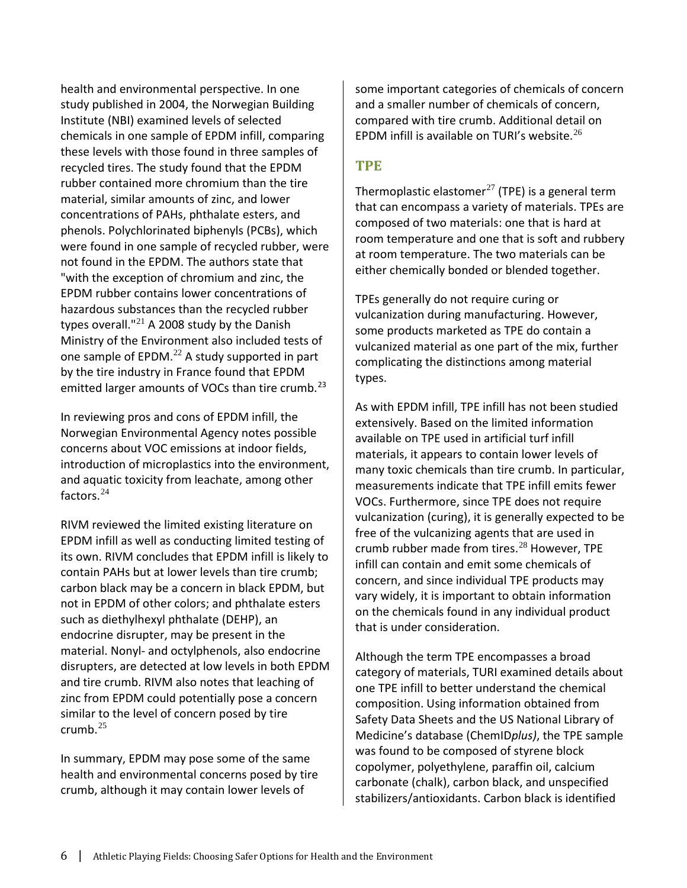health and environmental perspective. In one study published in 2004, the Norwegian Building Institute (NBI) examined levels of selected chemicals in one sample of EPDM infill, comparing these levels with those found in three samples of recycled tires. The study found that the EPDM rubber contained more chromium than the tire material, similar amounts of zinc, and lower concentrations of PAHs, phthalate esters, and phenols. Polychlorinated biphenyls (PCBs), which were found in one sample of recycled rubber, were not found in the EPDM. The authors state that "with the exception of chromium and zinc, the EPDM rubber contains lower concentrations of hazardous substances than the recycled rubber types overall."[21] A 2008 study by the Danish Ministry of the Environment also included tests of one sample of EPDM.[22] A study supported in part by the tire industry in France found that EPDM emitted larger amounts of VOCs than tire crumb.[23]

In reviewing pros and cons of EPDM infill, the Norwegian Environmental Agency notes possible concerns about VOC emissions at indoor fields, introduction of microplastics into the environment, and aquatic toxicity from leachate, among other factors.[24]

RIVM reviewed the limited existing literature on EPDM infill as well as conducting limited testing of its own. RIVM concludes that EPDM infill is likely to contain PAHs but at lower levels than tire crumb; carbon black may be a concern in black EPDM, but not in EPDM of other colors; and phthalate esters such as diethylhexyl phthalate (DEHP), an endocrine disrupter, may be present in the material. Nonyl- and octylphenols, also endocrine disrupters, are detected at low levels in both EPDM and tire crumb. RIVM also notes that leaching of zinc from EPDM could potentially pose a concern similar to the level of concern posed by tire crumb.[25]

In summary, EPDM may pose some of the same health and environmental concerns posed by tire crumb, although it may contain lower levels of some important categories of chemicals of concern and a smaller number of chemicals of concern, compared with tire crumb. Additional detail on EPDM infill is available on TURI's website.[26]

## TPE

Thermoplastic elastomer[27] (TPE) is a general term that can encompass a variety of materials. TPEs are composed of two materials: one that is hard at room temperature and one that is soft and rubbery at room temperature. The two materials can be either chemically bonded or blended together.

TPEs generally do not require curing or vulcanization during manufacturing. However, some products marketed as TPE do contain a vulcanized material as one part of the mix, further complicating the distinctions among material types.

As with EPDM infill, TPE infill has not been studied extensively. Based on the limited information available on TPE used in artificial turf infill materials, it appears to contain lower levels of many toxic chemicals than tire crumb. In particular, measurements indicate that TPE infill emits fewer VOCs. Furthermore, since TPE does not require vulcanization (curing), it is generally expected to be free of the vulcanizing agents that are used in crumb rubber made from tires.[28] However, TPE infill can contain and emit some chemicals of concern, and since individual TPE products may vary widely, it is important to obtain information on the chemicals found in any individual product that is under consideration.

Although the term TPE encompasses a broad category of materials, TURI examined details about one TPE infill to better understand the chemical composition. Using information obtained from Safety Data Sheets and the US National Library of Medicine's database (ChemID*plus)*, the TPE sample was found to be composed of styrene block copolymer, polyethylene, paraffin oil, calcium carbonate (chalk), carbon black, and unspecified stabilizers/antioxidants. Carbon black is identified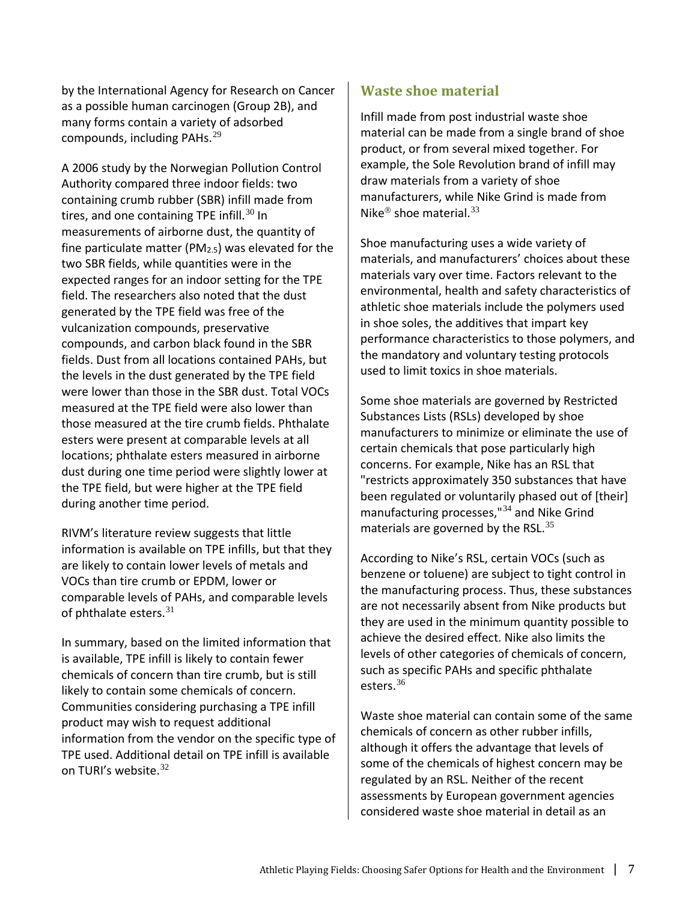by the International Agency for Research on Cancer as a possible human carcinogen (Group 2B), and many forms contain a variety of adsorbed compounds, including PAHs.[29]

A 2006 study by the Norwegian Pollution Control Authority compared three indoor fields: two containing crumb rubber (SBR) infill made from tires, and one containing TPE infill.[30] In measurements of airborne dust, the quantity of fine particulate matter ($PM_{2.5}$) was elevated for the two SBR fields, while quantities were in the expected ranges for an indoor setting for the TPE field. The researchers also noted that the dust generated by the TPE field was free of the vulcanization compounds, preservative compounds, and carbon black found in the SBR fields. Dust from all locations contained PAHs, but the levels in the dust generated by the TPE field were lower than those in the SBR dust. Total VOCs measured at the TPE field were also lower than those measured at the tire crumb fields. Phthalate esters were present at comparable levels at all locations; phthalate esters measured in airborne dust during one time period were slightly lower at the TPE field, but were higher at the TPE field during another time period.

RIVM's literature review suggests that little information is available on TPE infills, but that they are likely to contain lower levels of metals and VOCs than tire crumb or EPDM, lower or comparable levels of PAHs, and comparable levels of phthalate esters.[31]

In summary, based on the limited information that is available, TPE infill is likely to contain fewer chemicals of concern than tire crumb, but is still likely to contain some chemicals of concern. Communities considering purchasing a TPE infill product may wish to request additional information from the vendor on the specific type of TPE used. Additional detail on TPE infill is available on TURI's website.[32]

## Waste shoe material

Infill made from post industrial waste shoe material can be made from a single brand of shoe product, or from several mixed together. For example, the Sole Revolution brand of infill may draw materials from a variety of shoe manufacturers, while Nike Grind is made from Nike® shoe material.[33]

Shoe manufacturing uses a wide variety of materials, and manufacturers' choices about these materials vary over time. Factors relevant to the environmental, health and safety characteristics of athletic shoe materials include the polymers used in shoe soles, the additives that impart key performance characteristics to those polymers, and the mandatory and voluntary testing protocols used to limit toxics in shoe materials.

Some shoe materials are governed by Restricted Substances Lists (RSLs) developed by shoe manufacturers to minimize or eliminate the use of certain chemicals that pose particularly high concerns. For example, Nike has an RSL that "restricts approximately 350 substances that have been regulated or voluntarily phased out of [their] manufacturing processes,"[34] and Nike Grind materials are governed by the RSL.[35]

According to Nike's RSL, certain VOCs (such as benzene or toluene) are subject to tight control in the manufacturing process. Thus, these substances are not necessarily absent from Nike products but they are used in the minimum quantity possible to achieve the desired effect. Nike also limits the levels of other categories of chemicals of concern, such as specific PAHs and specific phthalate esters.[36]

Waste shoe material can contain some of the same chemicals of concern as other rubber infills, although it offers the advantage that levels of some of the chemicals of highest concern may be regulated by an RSL. Neither of the recent assessments by European government agencies considered waste shoe material in detail as an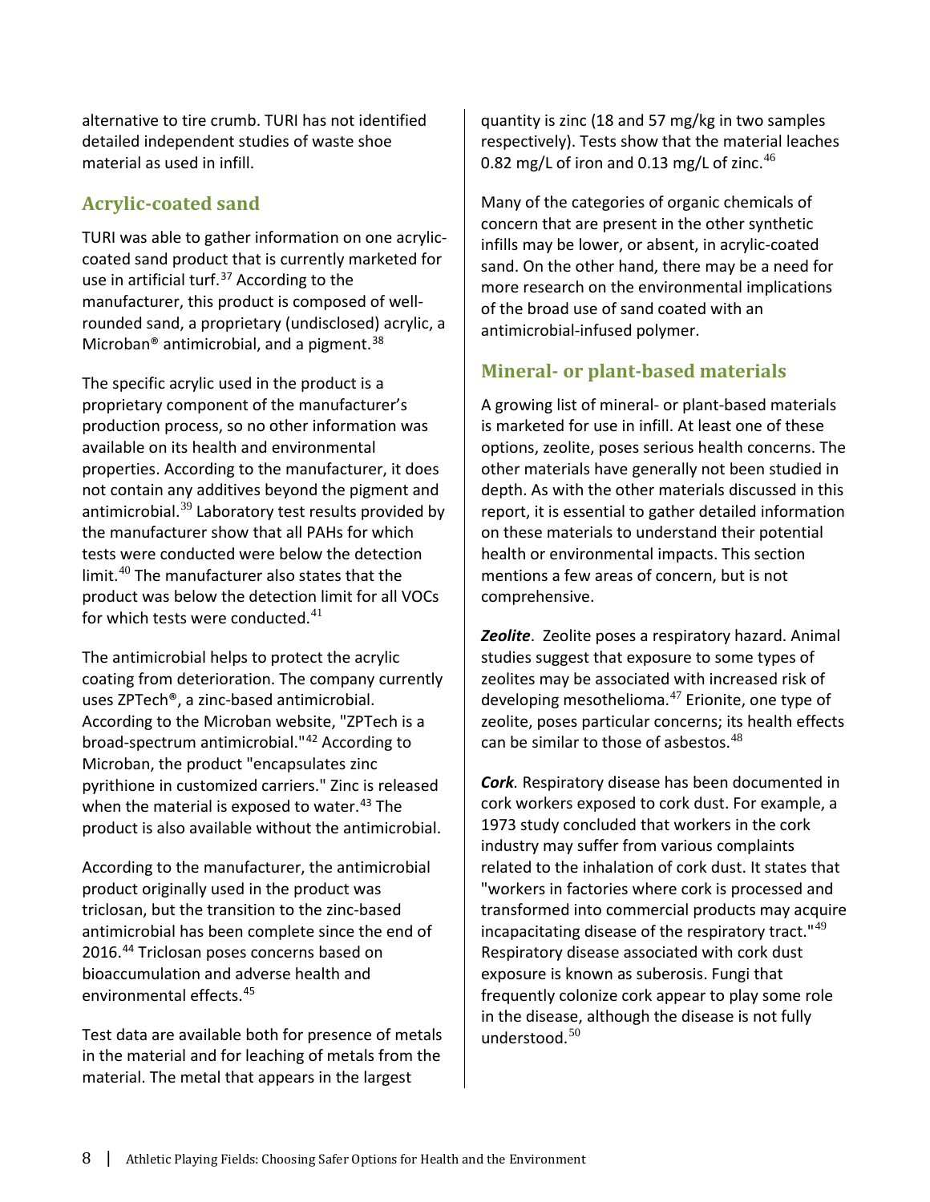alternative to tire crumb. TURI has not identified detailed independent studies of waste shoe material as used in infill.

## Acrylic-coated sand

TURI was able to gather information on one acrylic-coated sand product that is currently marketed for use in artificial turf.[37] According to the manufacturer, this product is composed of well-rounded sand, a proprietary (undisclosed) acrylic, a Microban® antimicrobial, and a pigment.[38]

The specific acrylic used in the product is a proprietary component of the manufacturer's production process, so no other information was available on its health and environmental properties. According to the manufacturer, it does not contain any additives beyond the pigment and antimicrobial.[39] Laboratory test results provided by the manufacturer show that all PAHs for which tests were conducted were below the detection limit.[40] The manufacturer also states that the product was below the detection limit for all VOCs for which tests were conducted.[41]

The antimicrobial helps to protect the acrylic coating from deterioration. The company currently uses ZPTech®, a zinc-based antimicrobial. According to the Microban website, "ZPTech is a broad-spectrum antimicrobial."[42] According to Microban, the product "encapsulates zinc pyrithione in customized carriers." Zinc is released when the material is exposed to water.[43] The product is also available without the antimicrobial.

According to the manufacturer, the antimicrobial product originally used in the product was triclosan, but the transition to the zinc-based antimicrobial has been complete since the end of 2016.[44] Triclosan poses concerns based on bioaccumulation and adverse health and environmental effects.[45]

Test data are available both for presence of metals in the material and for leaching of metals from the material. The metal that appears in the largest quantity is zinc (18 and 57 mg/kg in two samples respectively). Tests show that the material leaches 0.82 mg/L of iron and 0.13 mg/L of zinc.[46]

Many of the categories of organic chemicals of concern that are present in the other synthetic infills may be lower, or absent, in acrylic-coated sand. On the other hand, there may be a need for more research on the environmental implications of the broad use of sand coated with an antimicrobial-infused polymer.

## Mineral- or plant-based materials

A growing list of mineral- or plant-based materials is marketed for use in infill. At least one of these options, zeolite, poses serious health concerns. The other materials have generally not been studied in depth. As with the other materials discussed in this report, it is essential to gather detailed information on these materials to understand their potential health or environmental impacts. This section mentions a few areas of concern, but is not comprehensive.

***Zeolite***. Zeolite poses a respiratory hazard. Animal studies suggest that exposure to some types of zeolites may be associated with increased risk of developing mesothelioma.[47] Erionite, one type of zeolite, poses particular concerns; its health effects can be similar to those of asbestos.[48]

***Cork***. Respiratory disease has been documented in cork workers exposed to cork dust. For example, a 1973 study concluded that workers in the cork industry may suffer from various complaints related to the inhalation of cork dust. It states that "workers in factories where cork is processed and transformed into commercial products may acquire incapacitating disease of the respiratory tract."[49] Respiratory disease associated with cork dust exposure is known as suberosis. Fungi that frequently colonize cork appear to play some role in the disease, although the disease is not fully understood.[50]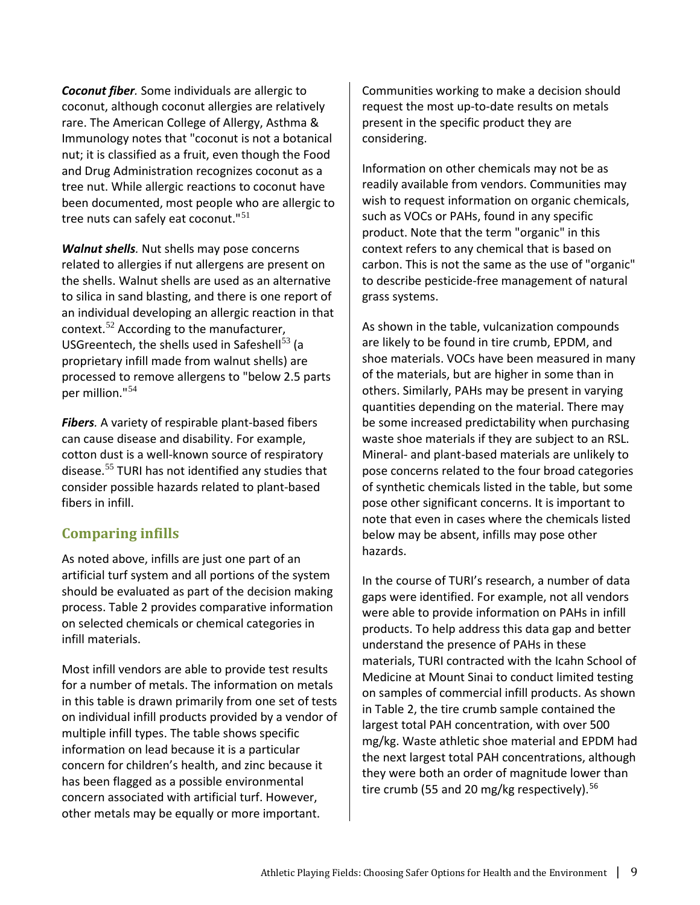***Coconut fiber.*** Some individuals are allergic to coconut, although coconut allergies are relatively rare. The American College of Allergy, Asthma & Immunology notes that "coconut is not a botanical nut; it is classified as a fruit, even though the Food and Drug Administration recognizes coconut as a tree nut. While allergic reactions to coconut have been documented, most people who are allergic to tree nuts can safely eat coconut."[51]

***Walnut shells.*** Nut shells may pose concerns related to allergies if nut allergens are present on the shells. Walnut shells are used as an alternative to silica in sand blasting, and there is one report of an individual developing an allergic reaction in that context.[52] According to the manufacturer, USGreentech, the shells used in Safeshell[53] (a proprietary infill made from walnut shells) are processed to remove allergens to "below 2.5 parts per million."[54]

***Fibers.*** A variety of respirable plant-based fibers can cause disease and disability. For example, cotton dust is a well-known source of respiratory disease.[55] TURI has not identified any studies that consider possible hazards related to plant-based fibers in infill.

## Comparing infills

As noted above, infills are just one part of an artificial turf system and all portions of the system should be evaluated as part of the decision making process. Table 2 provides comparative information on selected chemicals or chemical categories in infill materials.

Most infill vendors are able to provide test results for a number of metals. The information on metals in this table is drawn primarily from one set of tests on individual infill products provided by a vendor of multiple infill types. The table shows specific information on lead because it is a particular concern for children's health, and zinc because it has been flagged as a possible environmental concern associated with artificial turf. However, other metals may be equally or more important. Communities working to make a decision should request the most up-to-date results on metals present in the specific product they are considering.

Information on other chemicals may not be as readily available from vendors. Communities may wish to request information on organic chemicals, such as VOCs or PAHs, found in any specific product. Note that the term "organic" in this context refers to any chemical that is based on carbon. This is not the same as the use of "organic" to describe pesticide-free management of natural grass systems.

As shown in the table, vulcanization compounds are likely to be found in tire crumb, EPDM, and shoe materials. VOCs have been measured in many of the materials, but are higher in some than in others. Similarly, PAHs may be present in varying quantities depending on the material. There may be some increased predictability when purchasing waste shoe materials if they are subject to an RSL. Mineral- and plant-based materials are unlikely to pose concerns related to the four broad categories of synthetic chemicals listed in the table, but some pose other significant concerns. It is important to note that even in cases where the chemicals listed below may be absent, infills may pose other hazards.

In the course of TURI's research, a number of data gaps were identified. For example, not all vendors were able to provide information on PAHs in infill products. To help address this data gap and better understand the presence of PAHs in these materials, TURI contracted with the Icahn School of Medicine at Mount Sinai to conduct limited testing on samples of commercial infill products. As shown in Table 2, the tire crumb sample contained the largest total PAH concentration, with over 500 mg/kg. Waste athletic shoe material and EPDM had the next largest total PAH concentrations, although they were both an order of magnitude lower than tire crumb (55 and 20 mg/kg respectively).[56]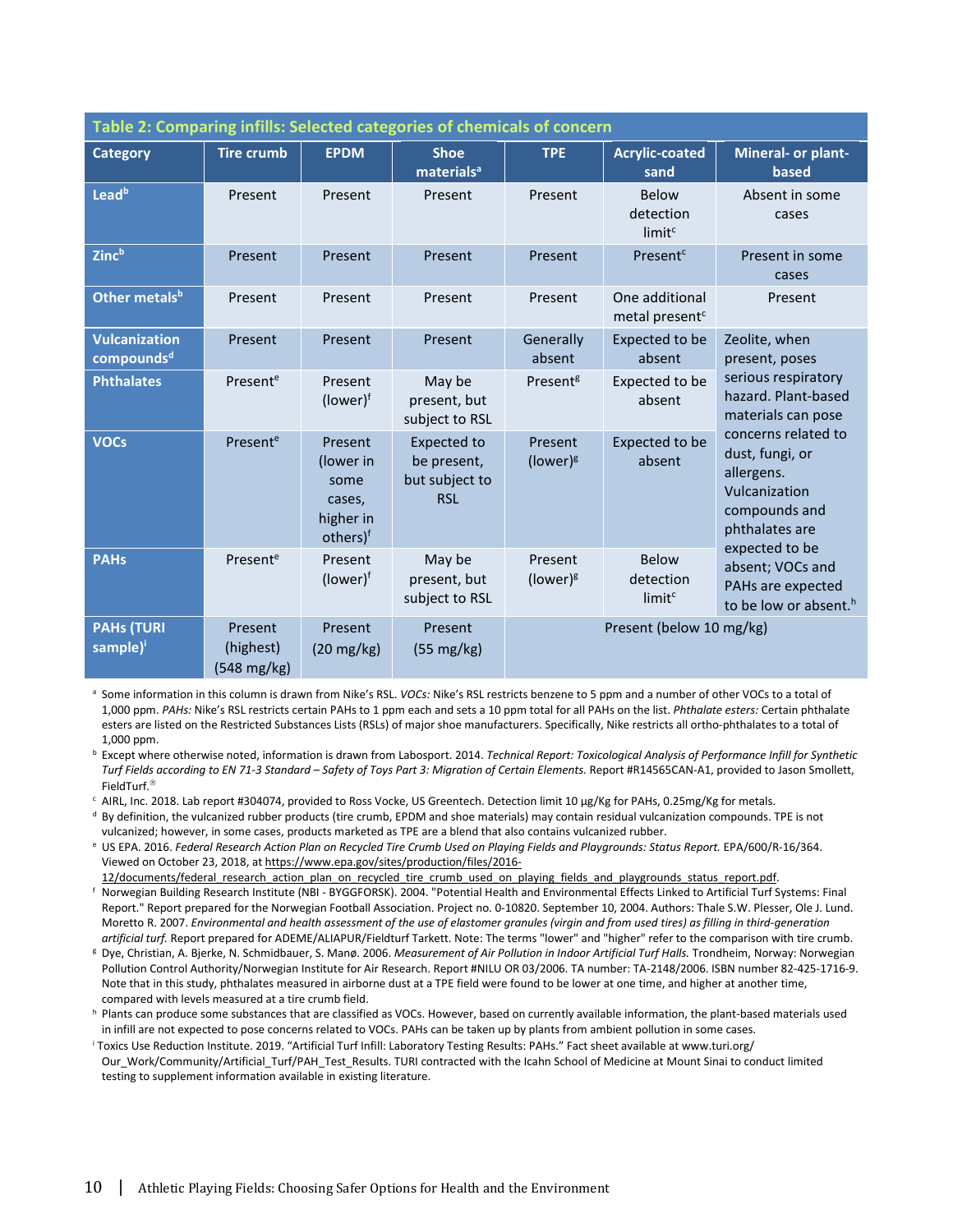**Table 2: Comparing infills: Selected categories of chemicals of concern**

| Category | Tire crumb | EPDM | Shoe materials[a] | TPE | Acrylic-coated sand | Mineral- or plant-based |
|---|---|---|---|---|---|---|
| Lead[b] | Present | Present | Present | Present | Below detection limit[c] | Absent in some cases |
| Zinc[b] | Present | Present | Present | Present | Present[c] | Present in some cases |
| Other metals[b] | Present | Present | Present | Present | One additional metal present[c] | Present |
| Vulcanization compounds[d] | Present | Present | Present | Generally absent | Expected to be absent | Zeolite, when present, poses serious respiratory hazard. Plant-based materials can pose concerns related to dust, fungi, or allergens. Vulcanization compounds and phthalates are expected to be absent; VOCs and PAHs are expected to be low or absent.[h] |
| Phthalates | Present[e] | Present (lower)[f] | May be present, but subject to RSL | Present[g] | Expected to be absent | |
| VOCs | Present[e] | Present (lower in some cases, higher in others)[f] | Expected to be present, but subject to RSL | Present (lower)[g] | Expected to be absent | |
| PAHs | Present[e] | Present (lower)[f] | May be present, but subject to RSL | Present (lower)[g] | Below detection limit[c] | |
| PAHs (TURI sample)[i] | Present (highest) (548 mg/kg) | Present (20 mg/kg) | Present (55 mg/kg) | Present (below 10 mg/kg) | | |

[a] Some information in this column is drawn from Nike's RSL. *VOCs:* Nike's RSL restricts benzene to 5 ppm and a number of other VOCs to a total of 1,000 ppm. *PAHs:* Nike's RSL restricts certain PAHs to 1 ppm each and sets a 10 ppm total for all PAHs on the list. *Phthalate esters:* Certain phthalate esters are listed on the Restricted Substances Lists (RSLs) of major shoe manufacturers. Specifically, Nike restricts all ortho-phthalates to a total of 1,000 ppm.

[b] Except where otherwise noted, information is drawn from Labosport. 2014. *Technical Report: Toxicological Analysis of Performance Infill for Synthetic Turf Fields according to EN 71-3 Standard – Safety of Toys Part 3: Migration of Certain Elements.* Report #R14565CAN-A1, provided to Jason Smollett, FieldTurf.®

[c] AIRL, Inc. 2018. Lab report #304074, provided to Ross Vocke, US Greentech. Detection limit 10 µg/Kg for PAHs, 0.25mg/Kg for metals.

[d] By definition, the vulcanized rubber products (tire crumb, EPDM and shoe materials) may contain residual vulcanization compounds. TPE is not vulcanized; however, in some cases, products marketed as TPE are a blend that also contains vulcanized rubber.

[e] US EPA. 2016. *Federal Research Action Plan on Recycled Tire Crumb Used on Playing Fields and Playgrounds: Status Report.* EPA/600/R-16/364. Viewed on October 23, 2018, at https://www.epa.gov/sites/production/files/2016-12/documents/federal_research_action_plan_on_recycled_tire_crumb_used_on_playing_fields_and_playgrounds_status_report.pdf.

[f] Norwegian Building Research Institute (NBI - BYGGFORSK). 2004. "Potential Health and Environmental Effects Linked to Artificial Turf Systems: Final Report." Report prepared for the Norwegian Football Association. Project no. 0-10820. September 10, 2004. Authors: Thale S.W. Plesser, Ole J. Lund. Moretto R. 2007. *Environmental and health assessment of the use of elastomer granules (virgin and from used tires) as filling in third-generation artificial turf.* Report prepared for ADEME/ALIAPUR/Fieldturf Tarkett. Note: The terms "lower" and "higher" refer to the comparison with tire crumb.

[g] Dye, Christian, A. Bjerke, N. Schmidbauer, S. Manø. 2006. *Measurement of Air Pollution in Indoor Artificial Turf Halls.* Trondheim, Norway: Norwegian Pollution Control Authority/Norwegian Institute for Air Research. Report #NILU OR 03/2006. TA number: TA-2148/2006. ISBN number 82-425-1716-9. Note that in this study, phthalates measured in airborne dust at a TPE field were found to be lower at one time, and higher at another time, compared with levels measured at a tire crumb field.

[h] Plants can produce some substances that are classified as VOCs. However, based on currently available information, the plant-based materials used in infill are not expected to pose concerns related to VOCs. PAHs can be taken up by plants from ambient pollution in some cases.

[i] Toxics Use Reduction Institute. 2019. "Artificial Turf Infill: Laboratory Testing Results: PAHs." Fact sheet available at www.turi.org/Our_Work/Community/Artificial_Turf/PAH_Test_Results. TURI contracted with the Icahn School of Medicine at Mount Sinai to conduct limited testing to supplement information available in existing literature.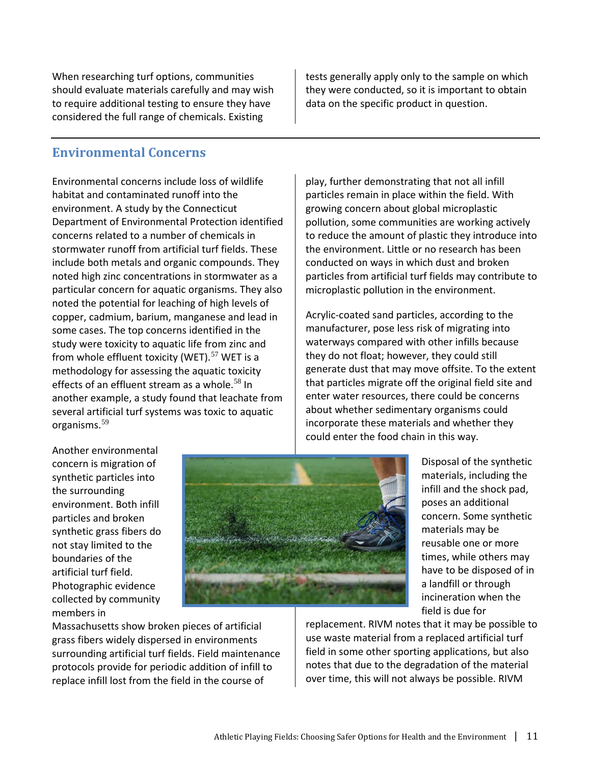When researching turf options, communities should evaluate materials carefully and may wish to require additional testing to ensure they have considered the full range of chemicals. Existing tests generally apply only to the sample on which they were conducted, so it is important to obtain data on the specific product in question.

## Environmental Concerns

Environmental concerns include loss of wildlife habitat and contaminated runoff into the environment. A study by the Connecticut Department of Environmental Protection identified concerns related to a number of chemicals in stormwater runoff from artificial turf fields. These include both metals and organic compounds. They noted high zinc concentrations in stormwater as a particular concern for aquatic organisms. They also noted the potential for leaching of high levels of copper, cadmium, barium, manganese and lead in some cases. The top concerns identified in the study were toxicity to aquatic life from zinc and from whole effluent toxicity (WET).[57] WET is a methodology for assessing the aquatic toxicity effects of an effluent stream as a whole.[58] In another example, a study found that leachate from several artificial turf systems was toxic to aquatic organisms.[59]

Another environmental concern is migration of synthetic particles into the surrounding environment. Both infill particles and broken synthetic grass fibers do not stay limited to the boundaries of the artificial turf field. Photographic evidence collected by community members in Massachusetts show broken pieces of artificial grass fibers widely dispersed in environments surrounding artificial turf fields. Field maintenance protocols provide for periodic addition of infill to replace infill lost from the field in the course of play, further demonstrating that not all infill particles remain in place within the field. With growing concern about global microplastic pollution, some communities are working actively to reduce the amount of plastic they introduce into the environment. Little or no research has been conducted on ways in which dust and broken particles from artificial turf fields may contribute to microplastic pollution in the environment.

Acrylic-coated sand particles, according to the manufacturer, pose less risk of migrating into waterways compared with other infills because they do not float; however, they could still generate dust that may move offsite. To the extent that particles migrate off the original field site and enter water resources, there could be concerns about whether sedimentary organisms could incorporate these materials and whether they could enter the food chain in this way.

Disposal of the synthetic materials, including the infill and the shock pad, poses an additional concern. Some synthetic materials may be reusable one or more times, while others may have to be disposed of in a landfill or through incineration when the field is due for replacement. RIVM notes that it may be possible to use waste material from a replaced artificial turf field in some other sporting applications, but also notes that due to the degradation of the material over time, this will not always be possible. RIVM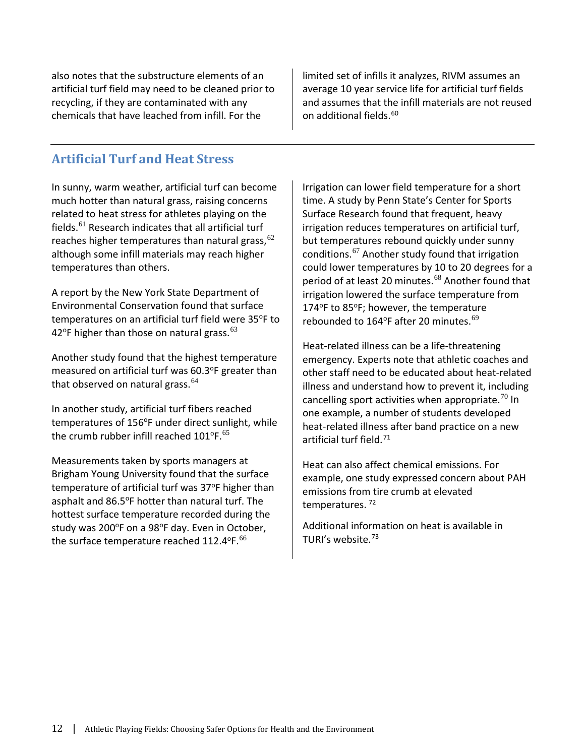also notes that the substructure elements of an artificial turf field may need to be cleaned prior to recycling, if they are contaminated with any chemicals that have leached from infill. For the limited set of infills it analyzes, RIVM assumes an average 10 year service life for artificial turf fields and assumes that the infill materials are not reused on additional fields.[60]

## Artificial Turf and Heat Stress

In sunny, warm weather, artificial turf can become much hotter than natural grass, raising concerns related to heat stress for athletes playing on the fields.[61] Research indicates that all artificial turf reaches higher temperatures than natural grass,[62] although some infill materials may reach higher temperatures than others.

A report by the New York State Department of Environmental Conservation found that surface temperatures on an artificial turf field were 35°F to 42°F higher than those on natural grass.[63]

Another study found that the highest temperature measured on artificial turf was 60.3°F greater than that observed on natural grass.[64]

In another study, artificial turf fibers reached temperatures of 156°F under direct sunlight, while the crumb rubber infill reached 101°F.[65]

Measurements taken by sports managers at Brigham Young University found that the surface temperature of artificial turf was 37°F higher than asphalt and 86.5°F hotter than natural turf. The hottest surface temperature recorded during the study was 200°F on a 98°F day. Even in October, the surface temperature reached 112.4°F.[66]

Irrigation can lower field temperature for a short time. A study by Penn State's Center for Sports Surface Research found that frequent, heavy irrigation reduces temperatures on artificial turf, but temperatures rebound quickly under sunny conditions.[67] Another study found that irrigation could lower temperatures by 10 to 20 degrees for a period of at least 20 minutes.[68] Another found that irrigation lowered the surface temperature from 174°F to 85°F; however, the temperature rebounded to 164°F after 20 minutes.[69]

Heat-related illness can be a life-threatening emergency. Experts note that athletic coaches and other staff need to be educated about heat-related illness and understand how to prevent it, including cancelling sport activities when appropriate.[70] In one example, a number of students developed heat-related illness after band practice on a new artificial turf field.[71]

Heat can also affect chemical emissions. For example, one study expressed concern about PAH emissions from tire crumb at elevated temperatures.[72]

Additional information on heat is available in TURI's website.[73]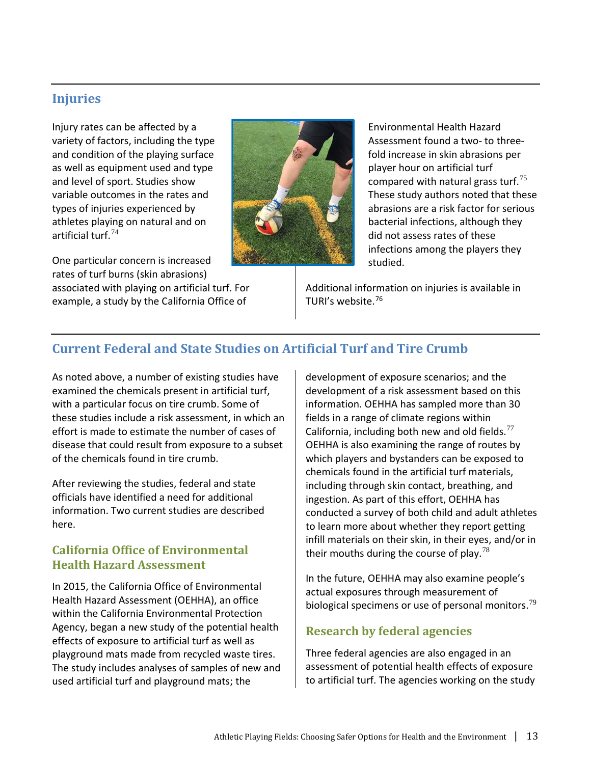## Injuries

Injury rates can be affected by a variety of factors, including the type and condition of the playing surface as well as equipment used and type and level of sport. Studies show variable outcomes in the rates and types of injuries experienced by athletes playing on natural and on artificial turf.[74]

One particular concern is increased rates of turf burns (skin abrasions) associated with playing on artificial turf. For example, a study by the California Office of Environmental Health Hazard Assessment found a two- to three-fold increase in skin abrasions per player hour on artificial turf compared with natural grass turf.[75] These study authors noted that these abrasions are a risk factor for serious bacterial infections, although they did not assess rates of these infections among the players they studied.

Additional information on injuries is available in TURI's website.[76]

## Current Federal and State Studies on Artificial Turf and Tire Crumb

As noted above, a number of existing studies have examined the chemicals present in artificial turf, with a particular focus on tire crumb. Some of these studies include a risk assessment, in which an effort is made to estimate the number of cases of disease that could result from exposure to a subset of the chemicals found in tire crumb.

After reviewing the studies, federal and state officials have identified a need for additional information. Two current studies are described here.

### California Office of Environmental Health Hazard Assessment

In 2015, the California Office of Environmental Health Hazard Assessment (OEHHA), an office within the California Environmental Protection Agency, began a new study of the potential health effects of exposure to artificial turf as well as playground mats made from recycled waste tires. The study includes analyses of samples of new and used artificial turf and playground mats; the development of exposure scenarios; and the development of a risk assessment based on this information. OEHHA has sampled more than 30 fields in a range of climate regions within California, including both new and old fields.[77] OEHHA is also examining the range of routes by which players and bystanders can be exposed to chemicals found in the artificial turf materials, including through skin contact, breathing, and ingestion. As part of this effort, OEHHA has conducted a survey of both child and adult athletes to learn more about whether they report getting infill materials on their skin, in their eyes, and/or in their mouths during the course of play.[78]

In the future, OEHHA may also examine people's actual exposures through measurement of biological specimens or use of personal monitors.[79]

### Research by federal agencies

Three federal agencies are also engaged in an assessment of potential health effects of exposure to artificial turf. The agencies working on the study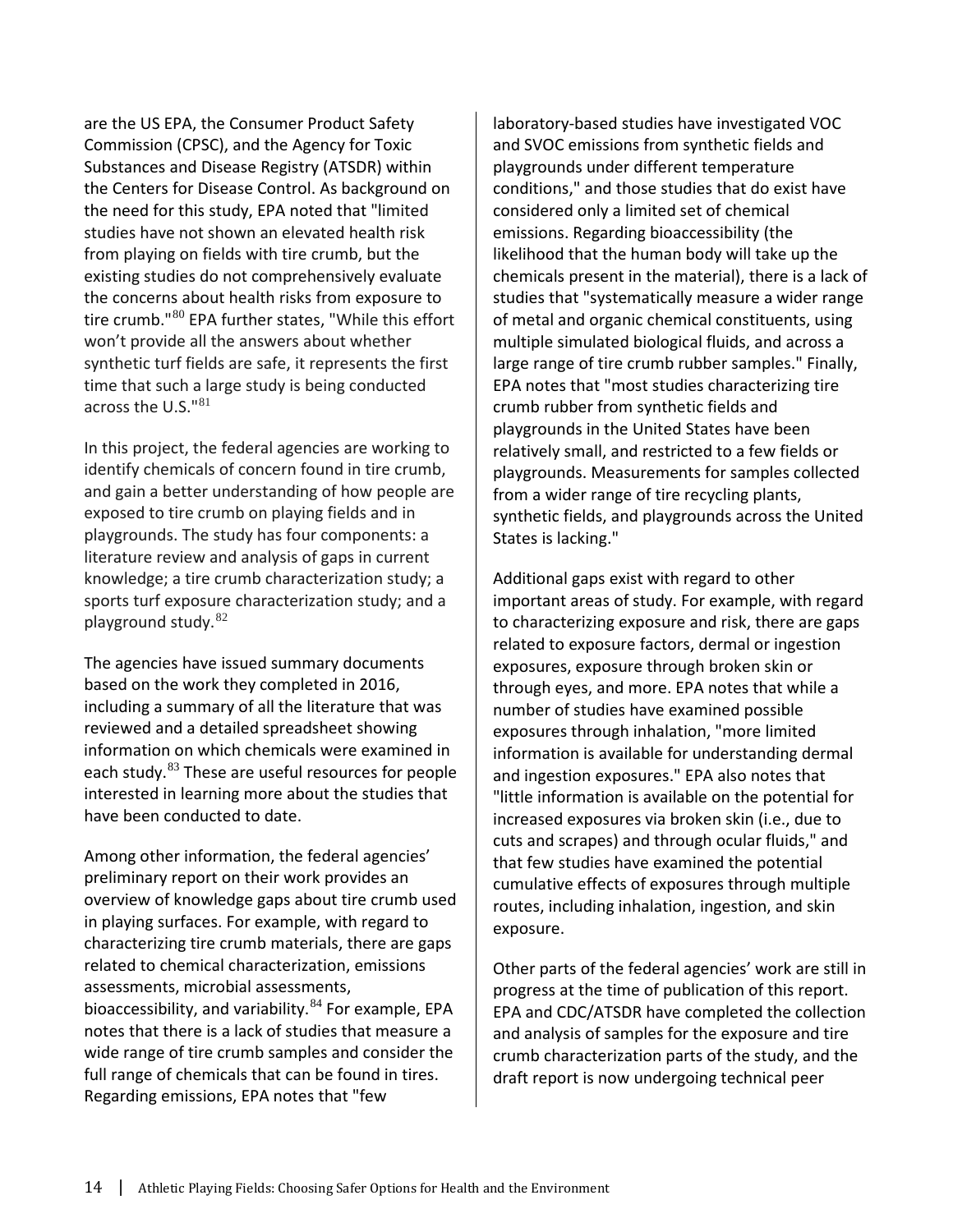are the US EPA, the Consumer Product Safety Commission (CPSC), and the Agency for Toxic Substances and Disease Registry (ATSDR) within the Centers for Disease Control. As background on the need for this study, EPA noted that "limited studies have not shown an elevated health risk from playing on fields with tire crumb, but the existing studies do not comprehensively evaluate the concerns about health risks from exposure to tire crumb."[80] EPA further states, "While this effort won't provide all the answers about whether synthetic turf fields are safe, it represents the first time that such a large study is being conducted across the U.S."[81]

In this project, the federal agencies are working to identify chemicals of concern found in tire crumb, and gain a better understanding of how people are exposed to tire crumb on playing fields and in playgrounds. The study has four components: a literature review and analysis of gaps in current knowledge; a tire crumb characterization study; a sports turf exposure characterization study; and a playground study.[82]

The agencies have issued summary documents based on the work they completed in 2016, including a summary of all the literature that was reviewed and a detailed spreadsheet showing information on which chemicals were examined in each study.[83] These are useful resources for people interested in learning more about the studies that have been conducted to date.

Among other information, the federal agencies' preliminary report on their work provides an overview of knowledge gaps about tire crumb used in playing surfaces. For example, with regard to characterizing tire crumb materials, there are gaps related to chemical characterization, emissions assessments, microbial assessments, bioaccessibility, and variability.[84] For example, EPA notes that there is a lack of studies that measure a wide range of tire crumb samples and consider the full range of chemicals that can be found in tires. Regarding emissions, EPA notes that "few laboratory-based studies have investigated VOC and SVOC emissions from synthetic fields and playgrounds under different temperature conditions," and those studies that do exist have considered only a limited set of chemical emissions. Regarding bioaccessibility (the likelihood that the human body will take up the chemicals present in the material), there is a lack of studies that "systematically measure a wider range of metal and organic chemical constituents, using multiple simulated biological fluids, and across a large range of tire crumb rubber samples." Finally, EPA notes that "most studies characterizing tire crumb rubber from synthetic fields and playgrounds in the United States have been relatively small, and restricted to a few fields or playgrounds. Measurements for samples collected from a wider range of tire recycling plants, synthetic fields, and playgrounds across the United States is lacking."

Additional gaps exist with regard to other important areas of study. For example, with regard to characterizing exposure and risk, there are gaps related to exposure factors, dermal or ingestion exposures, exposure through broken skin or through eyes, and more. EPA notes that while a number of studies have examined possible exposures through inhalation, "more limited information is available for understanding dermal and ingestion exposures." EPA also notes that "little information is available on the potential for increased exposures via broken skin (i.e., due to cuts and scrapes) and through ocular fluids," and that few studies have examined the potential cumulative effects of exposures through multiple routes, including inhalation, ingestion, and skin exposure.

Other parts of the federal agencies' work are still in progress at the time of publication of this report. EPA and CDC/ATSDR have completed the collection and analysis of samples for the exposure and tire crumb characterization parts of the study, and the draft report is now undergoing technical peer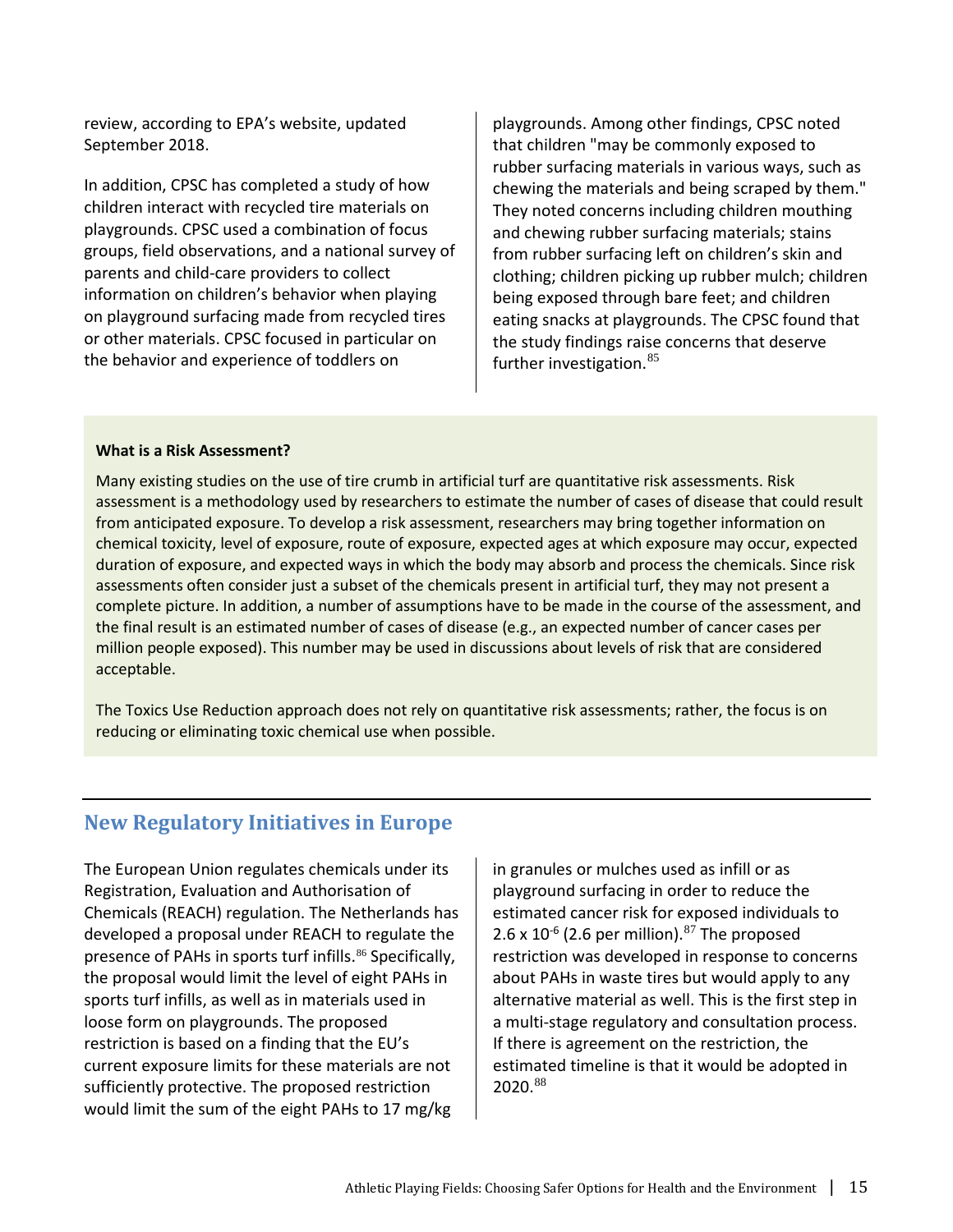review, according to EPA's website, updated September 2018.

In addition, CPSC has completed a study of how children interact with recycled tire materials on playgrounds. CPSC used a combination of focus groups, field observations, and a national survey of parents and child-care providers to collect information on children's behavior when playing on playground surfacing made from recycled tires or other materials. CPSC focused in particular on the behavior and experience of toddlers on playgrounds. Among other findings, CPSC noted that children "may be commonly exposed to rubber surfacing materials in various ways, such as chewing the materials and being scraped by them." They noted concerns including children mouthing and chewing rubber surfacing materials; stains from rubber surfacing left on children's skin and clothing; children picking up rubber mulch; children being exposed through bare feet; and children eating snacks at playgrounds. The CPSC found that the study findings raise concerns that deserve further investigation.[85]

**What is a Risk Assessment?**

Many existing studies on the use of tire crumb in artificial turf are quantitative risk assessments. Risk assessment is a methodology used by researchers to estimate the number of cases of disease that could result from anticipated exposure. To develop a risk assessment, researchers may bring together information on chemical toxicity, level of exposure, route of exposure, expected ages at which exposure may occur, expected duration of exposure, and expected ways in which the body may absorb and process the chemicals. Since risk assessments often consider just a subset of the chemicals present in artificial turf, they may not present a complete picture. In addition, a number of assumptions have to be made in the course of the assessment, and the final result is an estimated number of cases of disease (e.g., an expected number of cancer cases per million people exposed). This number may be used in discussions about levels of risk that are considered acceptable.

The Toxics Use Reduction approach does not rely on quantitative risk assessments; rather, the focus is on reducing or eliminating toxic chemical use when possible.

## New Regulatory Initiatives in Europe

The European Union regulates chemicals under its Registration, Evaluation and Authorisation of Chemicals (REACH) regulation. The Netherlands has developed a proposal under REACH to regulate the presence of PAHs in sports turf infills.[86] Specifically, the proposal would limit the level of eight PAHs in sports turf infills, as well as in materials used in loose form on playgrounds. The proposed restriction is based on a finding that the EU's current exposure limits for these materials are not sufficiently protective. The proposed restriction would limit the sum of the eight PAHs to 17 mg/kg in granules or mulches used as infill or as playground surfacing in order to reduce the estimated cancer risk for exposed individuals to $2.6 \times 10^{-6}$ (2.6 per million).[87] The proposed restriction was developed in response to concerns about PAHs in waste tires but would apply to any alternative material as well. This is the first step in a multi-stage regulatory and consultation process. If there is agreement on the restriction, the estimated timeline is that it would be adopted in 2020.[88]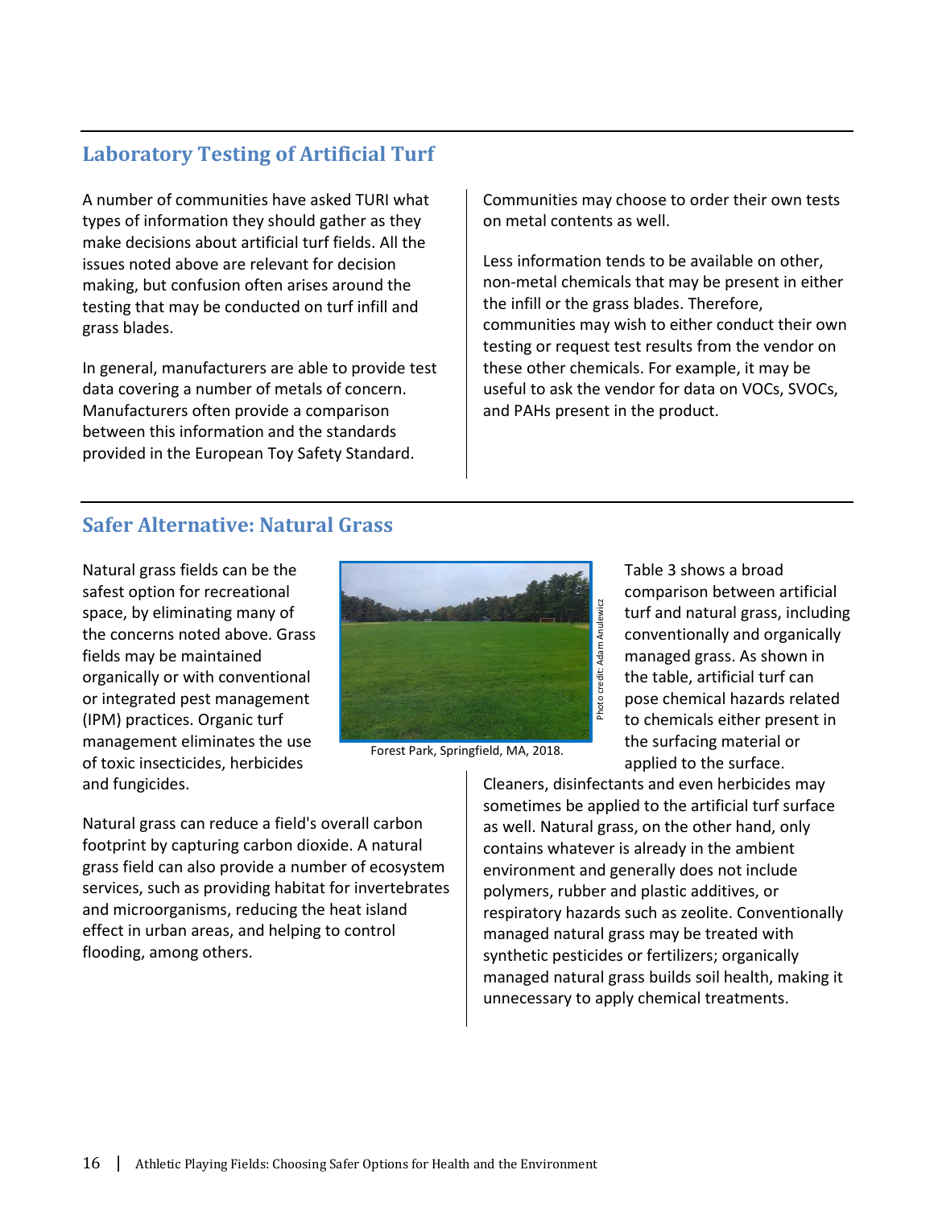## Laboratory Testing of Artificial Turf

A number of communities have asked TURI what types of information they should gather as they make decisions about artificial turf fields. All the issues noted above are relevant for decision making, but confusion often arises around the testing that may be conducted on turf infill and grass blades.

In general, manufacturers are able to provide test data covering a number of metals of concern. Manufacturers often provide a comparison between this information and the standards provided in the European Toy Safety Standard. Communities may choose to order their own tests on metal contents as well.

Less information tends to be available on other, non-metal chemicals that may be present in either the infill or the grass blades. Therefore, communities may wish to either conduct their own testing or request test results from the vendor on these other chemicals. For example, it may be useful to ask the vendor for data on VOCs, SVOCs, and PAHs present in the product.

## Safer Alternative: Natural Grass

Natural grass fields can be the safest option for recreational space, by eliminating many of the concerns noted above. Grass fields may be maintained organically or with conventional or integrated pest management (IPM) practices. Organic turf management eliminates the use of toxic insecticides, herbicides and fungicides.

Natural grass can reduce a field's overall carbon footprint by capturing carbon dioxide. A natural grass field can also provide a number of ecosystem services, such as providing habitat for invertebrates and microorganisms, reducing the heat island effect in urban areas, and helping to control flooding, among others.

Photo credit: Adam Anulewicz

Forest Park, Springfield, MA, 2018.

Table 3 shows a broad comparison between artificial turf and natural grass, including conventionally and organically managed grass. As shown in the table, artificial turf can pose chemical hazards related to chemicals either present in the surfacing material or applied to the surface. Cleaners, disinfectants and even herbicides may sometimes be applied to the artificial turf surface as well. Natural grass, on the other hand, only contains whatever is already in the ambient environment and generally does not include polymers, rubber and plastic additives, or respiratory hazards such as zeolite. Conventionally managed natural grass may be treated with synthetic pesticides or fertilizers; organically managed natural grass builds soil health, making it unnecessary to apply chemical treatments.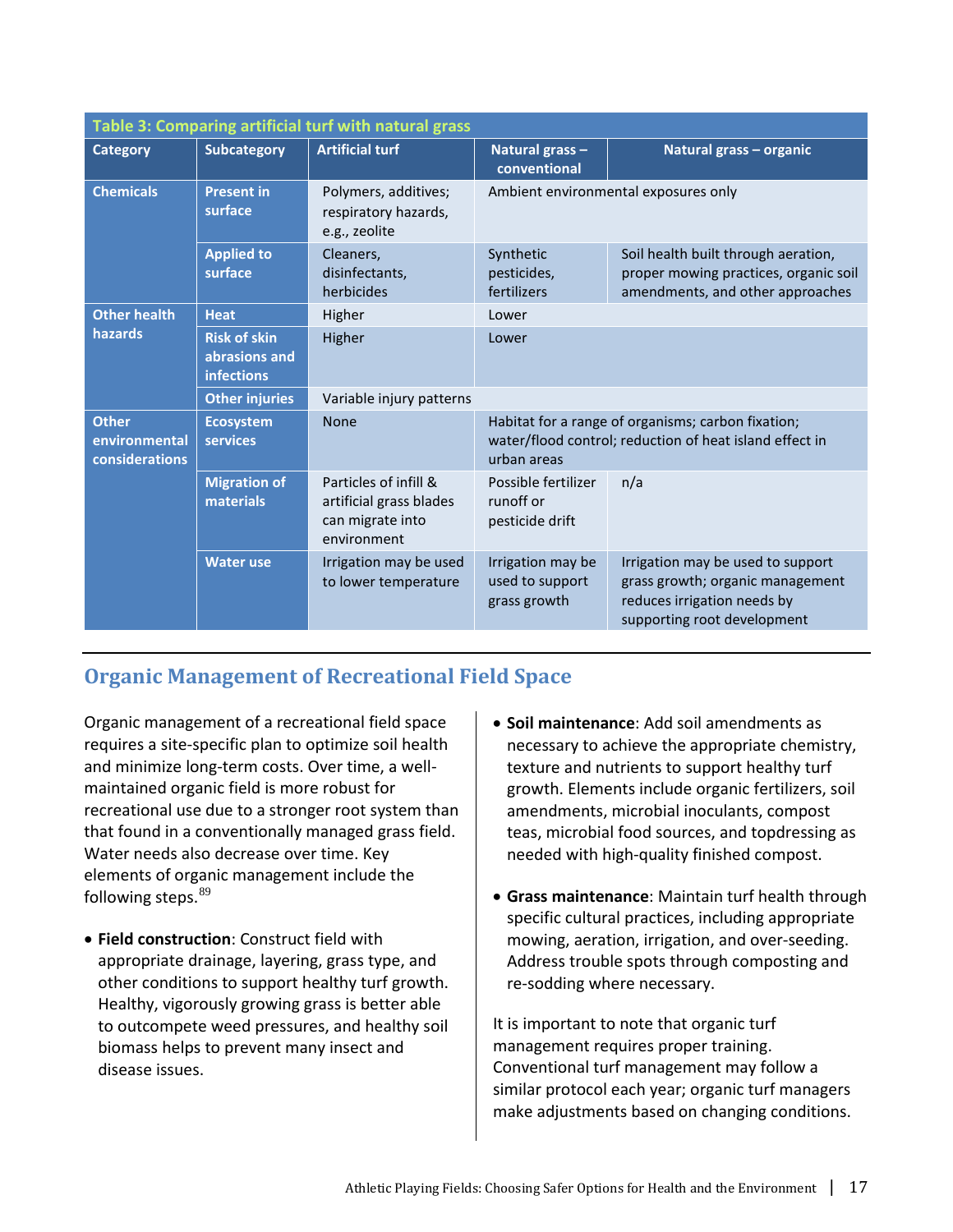**Table 3: Comparing artificial turf with natural grass**

| Category | Subcategory | Artificial turf | Natural grass – conventional | Natural grass – organic |
|---|---|---|---|---|
| Chemicals | Present in surface | Polymers, additives; respiratory hazards, e.g., zeolite | Ambient environmental exposures only | |
| | Applied to surface | Cleaners, disinfectants, herbicides | Synthetic pesticides, fertilizers | Soil health built through aeration, proper mowing practices, organic soil amendments, and other approaches |
| Other health hazards | Heat | Higher | Lower | |
| | Risk of skin abrasions and infections | Higher | Lower | |
| | Other injuries | Variable injury patterns | | |
| Other environmental considerations | Ecosystem services | None | Habitat for a range of organisms; carbon fixation; water/flood control; reduction of heat island effect in urban areas | |
| | Migration of materials | Particles of infill & artificial grass blades can migrate into environment | Possible fertilizer runoff or pesticide drift | n/a |
| | Water use | Irrigation may be used to lower temperature | Irrigation may be used to support grass growth | Irrigation may be used to support grass growth; organic management reduces irrigation needs by supporting root development |

## Organic Management of Recreational Field Space

Organic management of a recreational field space requires a site-specific plan to optimize soil health and minimize long-term costs. Over time, a well-maintained organic field is more robust for recreational use due to a stronger root system than that found in a conventionally managed grass field. Water needs also decrease over time. Key elements of organic management include the following steps.[89]

- **Field construction**: Construct field with appropriate drainage, layering, grass type, and other conditions to support healthy turf growth. Healthy, vigorously growing grass is better able to outcompete weed pressures, and healthy soil biomass helps to prevent many insect and disease issues.
- **Soil maintenance**: Add soil amendments as necessary to achieve the appropriate chemistry, texture and nutrients to support healthy turf growth. Elements include organic fertilizers, soil amendments, microbial inoculants, compost teas, microbial food sources, and topdressing as needed with high-quality finished compost.
- **Grass maintenance**: Maintain turf health through specific cultural practices, including appropriate mowing, aeration, irrigation, and over-seeding. Address trouble spots through composting and re-sodding where necessary.

It is important to note that organic turf management requires proper training. Conventional turf management may follow a similar protocol each year; organic turf managers make adjustments based on changing conditions.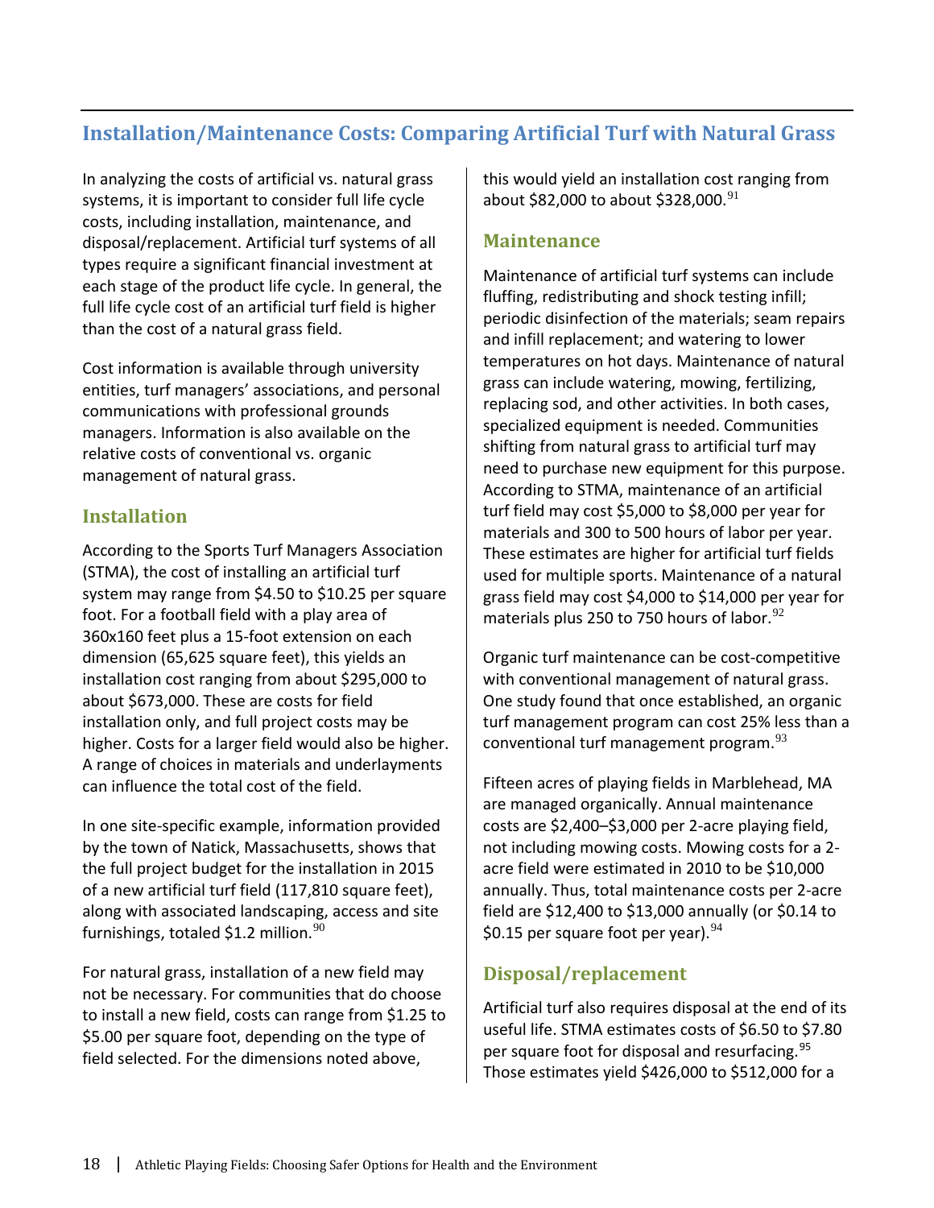## Installation/Maintenance Costs: Comparing Artificial Turf with Natural Grass

In analyzing the costs of artificial vs. natural grass systems, it is important to consider full life cycle costs, including installation, maintenance, and disposal/replacement. Artificial turf systems of all types require a significant financial investment at each stage of the product life cycle. In general, the full life cycle cost of an artificial turf field is higher than the cost of a natural grass field.

Cost information is available through university entities, turf managers' associations, and personal communications with professional grounds managers. Information is also available on the relative costs of conventional vs. organic management of natural grass.

### Installation

According to the Sports Turf Managers Association (STMA), the cost of installing an artificial turf system may range from $4.50 to $10.25 per square foot. For a football field with a play area of 360x160 feet plus a 15-foot extension on each dimension (65,625 square feet), this yields an installation cost ranging from about $295,000 to about $673,000. These are costs for field installation only, and full project costs may be higher. Costs for a larger field would also be higher. A range of choices in materials and underlayments can influence the total cost of the field.

In one site-specific example, information provided by the town of Natick, Massachusetts, shows that the full project budget for the installation in 2015 of a new artificial turf field (117,810 square feet), along with associated landscaping, access and site furnishings, totaled $1.2 million.[90]

For natural grass, installation of a new field may not be necessary. For communities that do choose to install a new field, costs can range from $1.25 to $5.00 per square foot, depending on the type of field selected. For the dimensions noted above, this would yield an installation cost ranging from about $82,000 to about $328,000.[91]

### Maintenance

Maintenance of artificial turf systems can include fluffing, redistributing and shock testing infill; periodic disinfection of the materials; seam repairs and infill replacement; and watering to lower temperatures on hot days. Maintenance of natural grass can include watering, mowing, fertilizing, replacing sod, and other activities. In both cases, specialized equipment is needed. Communities shifting from natural grass to artificial turf may need to purchase new equipment for this purpose. According to STMA, maintenance of an artificial turf field may cost $5,000 to $8,000 per year for materials and 300 to 500 hours of labor per year. These estimates are higher for artificial turf fields used for multiple sports. Maintenance of a natural grass field may cost $4,000 to $14,000 per year for materials plus 250 to 750 hours of labor.[92]

Organic turf maintenance can be cost-competitive with conventional management of natural grass. One study found that once established, an organic turf management program can cost 25% less than a conventional turf management program.[93]

Fifteen acres of playing fields in Marblehead, MA are managed organically. Annual maintenance costs are $2,400–$3,000 per 2-acre playing field, not including mowing costs. Mowing costs for a 2-acre field were estimated in 2010 to be $10,000 annually. Thus, total maintenance costs per 2-acre field are $12,400 to $13,000 annually (or $0.14 to $0.15 per square foot per year).[94]

### Disposal/replacement

Artificial turf also requires disposal at the end of its useful life. STMA estimates costs of $6.50 to $7.80 per square foot for disposal and resurfacing.[95] Those estimates yield $426,000 to $512,000 for a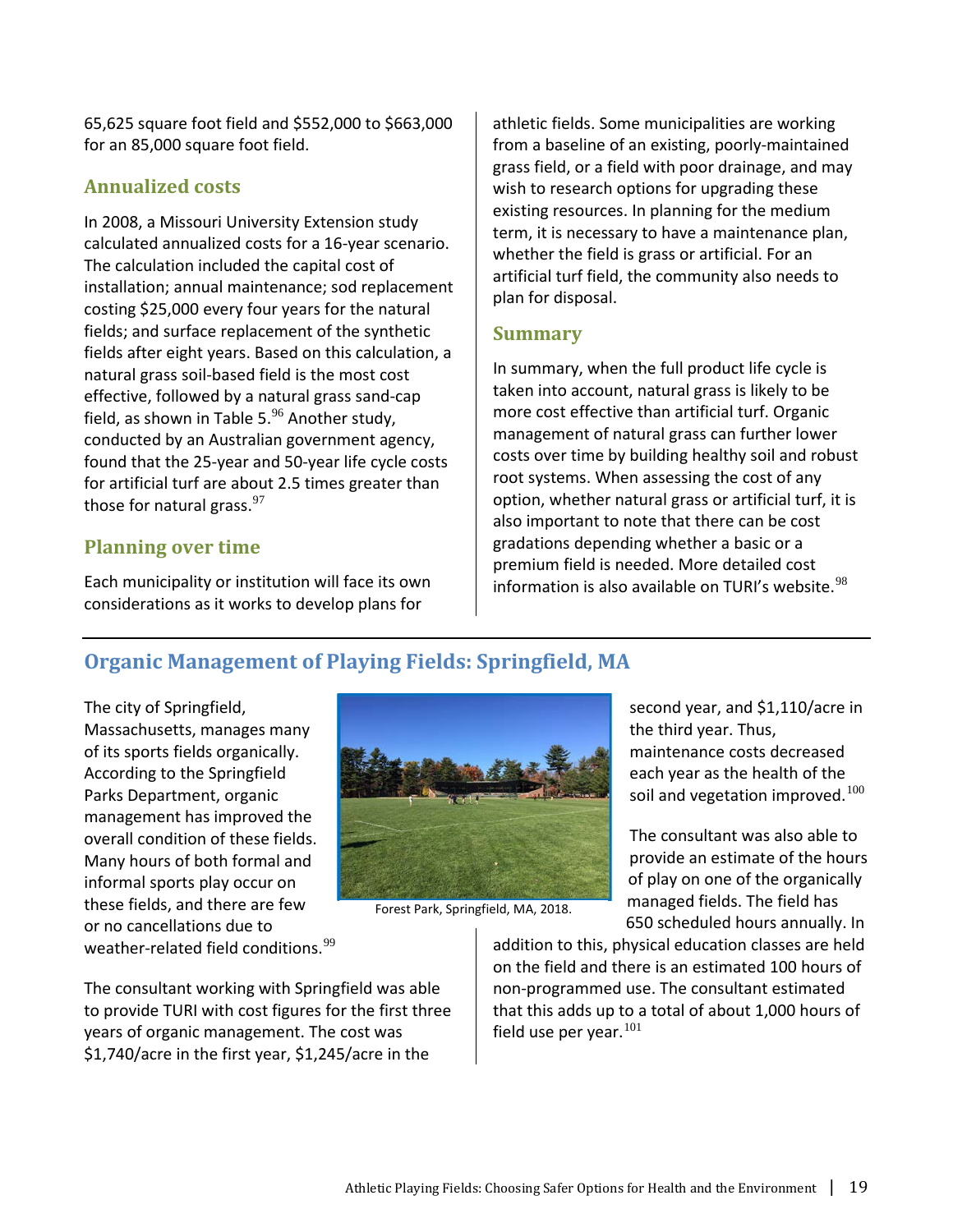65,625 square foot field and $552,000 to $663,000 for an 85,000 square foot field.

### Annualized costs

In 2008, a Missouri University Extension study calculated annualized costs for a 16-year scenario. The calculation included the capital cost of installation; annual maintenance; sod replacement costing $25,000 every four years for the natural fields; and surface replacement of the synthetic fields after eight years. Based on this calculation, a natural grass soil-based field is the most cost effective, followed by a natural grass sand-cap field, as shown in Table 5.[96] Another study, conducted by an Australian government agency, found that the 25-year and 50-year life cycle costs for artificial turf are about 2.5 times greater than those for natural grass.[97]

### Planning over time

Each municipality or institution will face its own considerations as it works to develop plans for athletic fields. Some municipalities are working from a baseline of an existing, poorly-maintained grass field, or a field with poor drainage, and may wish to research options for upgrading these existing resources. In planning for the medium term, it is necessary to have a maintenance plan, whether the field is grass or artificial. For an artificial turf field, the community also needs to plan for disposal.

### Summary

In summary, when the full product life cycle is taken into account, natural grass is likely to be more cost effective than artificial turf. Organic management of natural grass can further lower costs over time by building healthy soil and robust root systems. When assessing the cost of any option, whether natural grass or artificial turf, it is also important to note that there can be cost gradations depending whether a basic or a premium field is needed. More detailed cost information is also available on TURI's website.[98]

## Organic Management of Playing Fields: Springfield, MA

The city of Springfield, Massachusetts, manages many of its sports fields organically. According to the Springfield Parks Department, organic management has improved the overall condition of these fields. Many hours of both formal and informal sports play occur on these fields, and there are few or no cancellations due to weather-related field conditions.[99]

Forest Park, Springfield, MA, 2018.

The consultant working with Springfield was able to provide TURI with cost figures for the first three years of organic management. The cost was $1,740/acre in the first year, $1,245/acre in the second year, and $1,110/acre in the third year. Thus, maintenance costs decreased each year as the health of the soil and vegetation improved.[100]

The consultant was also able to provide an estimate of the hours of play on one of the organically managed fields. The field has 650 scheduled hours annually. In addition to this, physical education classes are held on the field and there is an estimated 100 hours of non-programmed use. The consultant estimated that this adds up to a total of about 1,000 hours of field use per year.[101]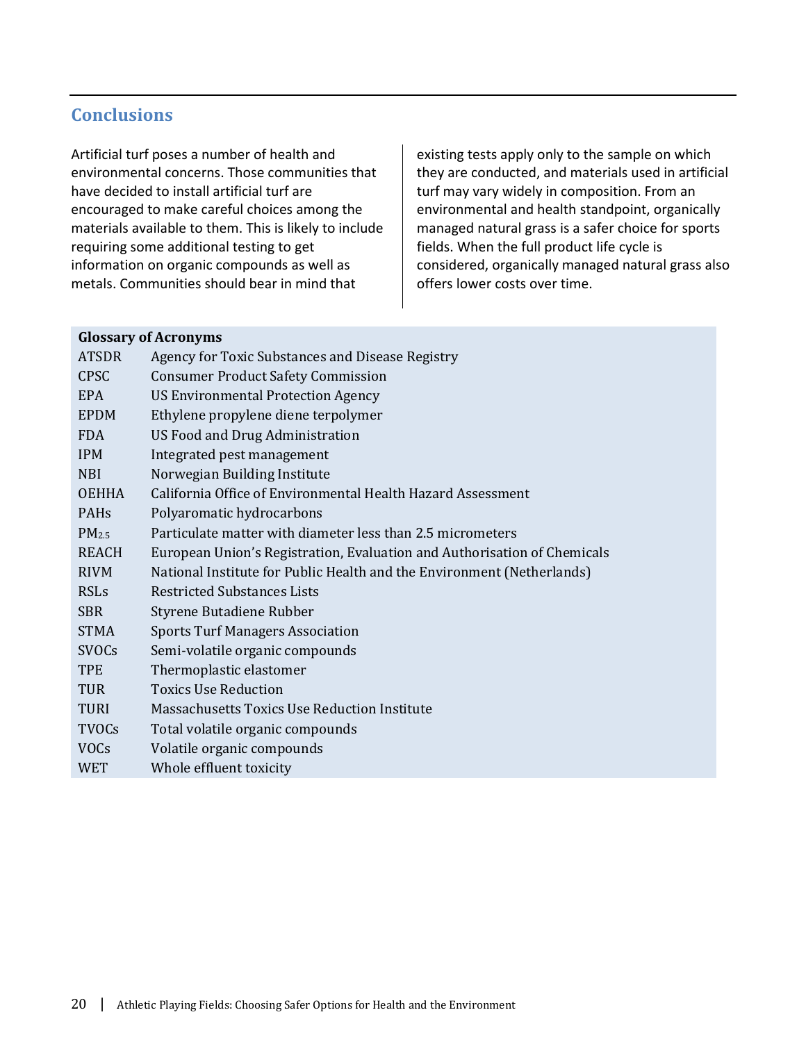## Conclusions

Artificial turf poses a number of health and environmental concerns. Those communities that have decided to install artificial turf are encouraged to make careful choices among the materials available to them. This is likely to include requiring some additional testing to get information on organic compounds as well as metals. Communities should bear in mind that existing tests apply only to the sample on which they are conducted, and materials used in artificial turf may vary widely in composition. From an environmental and health standpoint, organically managed natural grass is a safer choice for sports fields. When the full product life cycle is considered, organically managed natural grass also offers lower costs over time.

**Glossary of Acronyms**

| | |
|---|---|
| ATSDR | Agency for Toxic Substances and Disease Registry |
| CPSC | Consumer Product Safety Commission |
| EPA | US Environmental Protection Agency |
| EPDM | Ethylene propylene diene terpolymer |
| FDA | US Food and Drug Administration |
| IPM | Integrated pest management |
| NBI | Norwegian Building Institute |
| OEHHA | California Office of Environmental Health Hazard Assessment |
| PAHs | Polyaromatic hydrocarbons |
| $PM_{2.5}$ | Particulate matter with diameter less than 2.5 micrometers |
| REACH | European Union's Registration, Evaluation and Authorisation of Chemicals |
| RIVM | National Institute for Public Health and the Environment (Netherlands) |
| RSLs | Restricted Substances Lists |
| SBR | Styrene Butadiene Rubber |
| STMA | Sports Turf Managers Association |
| SVOCs | Semi-volatile organic compounds |
| TPE | Thermoplastic elastomer |
| TUR | Toxics Use Reduction |
| TURI | Massachusetts Toxics Use Reduction Institute |
| TVOCs | Total volatile organic compounds |
| VOCs | Volatile organic compounds |
| WET | Whole effluent toxicity |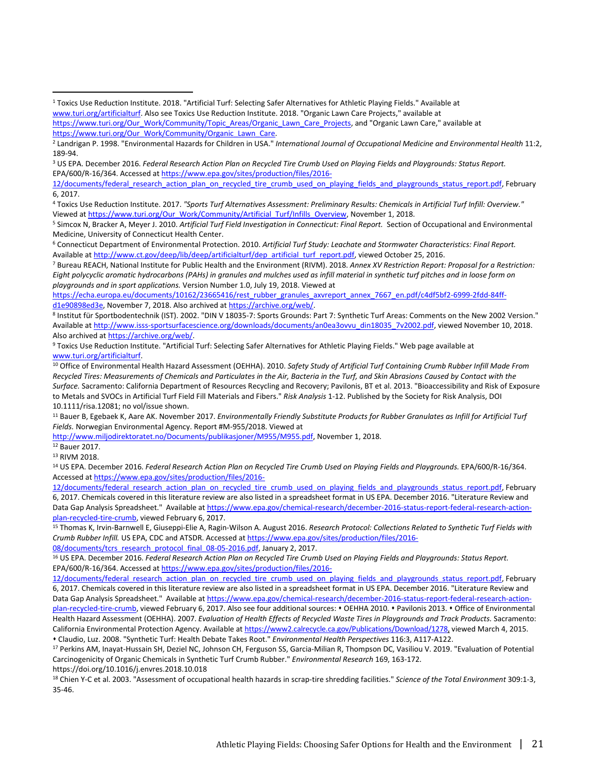[1] Toxics Use Reduction Institute. 2018. "Artificial Turf: Selecting Safer Alternatives for Athletic Playing Fields." Available at www.turi.org/artificialturf. Also see Toxics Use Reduction Institute. 2018. "Organic Lawn Care Projects," available at https://www.turi.org/Our_Work/Community/Topic_Areas/Organic_Lawn_Care_Projects, and "Organic Lawn Care," available at https://www.turi.org/Our_Work/Community/Organic_Lawn_Care.

[2] Landrigan P. 1998. "Environmental Hazards for Children in USA." *International Journal of Occupational Medicine and Environmental Health* 11:2, 189-94.

[3] US EPA. December 2016. *Federal Research Action Plan on Recycled Tire Crumb Used on Playing Fields and Playgrounds: Status Report.* EPA/600/R-16/364. Accessed at https://www.epa.gov/sites/production/files/2016-12/documents/federal_research_action_plan_on_recycled_tire_crumb_used_on_playing_fields_and_playgrounds_status_report.pdf, February 6, 2017.

[4] Toxics Use Reduction Institute. 2017. *"Sports Turf Alternatives Assessment: Preliminary Results: Chemicals in Artificial Turf Infill: Overview."* Viewed at https://www.turi.org/Our_Work/Community/Artificial_Turf/Infills_Overview, November 1, 2018.

[5] Simcox N, Bracker A, Meyer J. 2010. *Artificial Turf Field Investigation in Connecticut: Final Report.* Section of Occupational and Environmental Medicine, University of Connecticut Health Center.

[6] Connecticut Department of Environmental Protection. 2010. *Artificial Turf Study: Leachate and Stormwater Characteristics: Final Report.* Available at http://www.ct.gov/deep/lib/deep/artificialturf/dep_artificial_turf_report.pdf, viewed October 25, 2016.

[7] Bureau REACH, National Institute for Public Health and the Environment (RIVM). 2018. *Annex XV Restriction Report: Proposal for a Restriction: Eight polycyclic aromatic hydrocarbons (PAHs) in granules and mulches used as infill material in synthetic turf pitches and in loose form on playgrounds and in sport applications.* Version Number 1.0, July 19, 2018. Viewed at https://echa.europa.eu/documents/10162/23665416/rest_rubber_granules_axvreport_annex_7667_en.pdf/c4df5bf2-6999-2fdd-84ff-d1e90898ed3e, November 7, 2018. Also archived at https://archive.org/web/.

[8] Institut für Sportbodentechnik (IST). 2002. "DIN V 18035-7: Sports Grounds: Part 7: Synthetic Turf Areas: Comments on the New 2002 Version." Available at http://www.isss-sportsurfacescience.org/downloads/documents/an0ea3ovvu_din18035_7v2002.pdf, viewed November 10, 2018. Also archived at https://archive.org/web/.

[9] Toxics Use Reduction Institute. "Artificial Turf: Selecting Safer Alternatives for Athletic Playing Fields." Web page available at www.turi.org/artificialturf.

[10] Office of Environmental Health Hazard Assessment (OEHHA). 2010. *Safety Study of Artificial Turf Containing Crumb Rubber Infill Made From Recycled Tires: Measurements of Chemicals and Particulates in the Air, Bacteria in the Turf, and Skin Abrasions Caused by Contact with the Surface.* Sacramento: California Department of Resources Recycling and Recovery; Pavilonis, BT et al. 2013. "Bioaccessibility and Risk of Exposure to Metals and SVOCs in Artificial Turf Field Fill Materials and Fibers." *Risk Analysis* 1-12. Published by the Society for Risk Analysis, DOI 10.1111/risa.12081; no vol/issue shown.

[11] Bauer B, Egebaek K, Aare AK. November 2017. *Environmentally Friendly Substitute Products for Rubber Granulates as Infill for Artificial Turf Fields.* Norwegian Environmental Agency. Report #M-955/2018. Viewed at http://www.miljodirektoratet.no/Documents/publikasjoner/M955/M955.pdf, November 1, 2018.

[12] Bauer 2017.

[13] RIVM 2018.

[14] US EPA. December 2016. *Federal Research Action Plan on Recycled Tire Crumb Used on Playing Fields and Playgrounds.* EPA/600/R-16/364. Accessed at https://www.epa.gov/sites/production/files/2016-12/documents/federal_research_action_plan_on_recycled_tire_crumb_used_on_playing_fields_and_playgrounds_status_report.pdf, February 6, 2017. Chemicals covered in this literature review are also listed in a spreadsheet format in US EPA. December 2016. "Literature Review and Data Gap Analysis Spreadsheet." Available at https://www.epa.gov/chemical-research/december-2016-status-report-federal-research-action-plan-recycled-tire-crumb, viewed February 6, 2017.

[15] Thomas K, Irvin-Barnwell E, Giuseppi-Elie A, Ragin-Wilson A. August 2016. *Research Protocol: Collections Related to Synthetic Turf Fields with Crumb Rubber Infill.* US EPA, CDC and ATSDR. Accessed at https://www.epa.gov/sites/production/files/2016-08/documents/tcrs_research_protocol_final_08-05-2016.pdf, January 2, 2017.

[16] US EPA. December 2016. *Federal Research Action Plan on Recycled Tire Crumb Used on Playing Fields and Playgrounds: Status Report.* EPA/600/R-16/364. Accessed at https://www.epa.gov/sites/production/files/2016-12/documents/federal_research_action_plan_on_recycled_tire_crumb_used_on_playing_fields_and_playgrounds_status_report.pdf, February 6, 2017. Chemicals covered in this literature review are also listed in a spreadsheet format in US EPA. December 2016. "Literature Review and Data Gap Analysis Spreadsheet." Available at https://www.epa.gov/chemical-research/december-2016-status-report-federal-research-action-plan-recycled-tire-crumb, viewed February 6, 2017. Also see four additional sources: • OEHHA 2010. • Pavilonis 2013. • Office of Environmental Health Hazard Assessment (OEHHA). 2007. *Evaluation of Health Effects of Recycled Waste Tires in Playgrounds and Track Products.* Sacramento: California Environmental Protection Agency. Available at https://www2.calrecycle.ca.gov/Publications/Download/1278, viewed March 4, 2015. • Claudio, Luz. 2008. "Synthetic Turf: Health Debate Takes Root." *Environmental Health Perspectives* 116:3, A117-A122.

[17] Perkins AM, Inayat-Hussain SH, Deziel NC, Johnson CH, Ferguson SS, Garcia-Milian R, Thompson DC, Vasiliou V. 2019. "Evaluation of Potential Carcinogenicity of Organic Chemicals in Synthetic Turf Crumb Rubber." *Environmental Research* 169, 163-172. https://doi.org/10.1016/j.envres.2018.10.018

[18] Chien Y-C et al. 2003. "Assessment of occupational health hazards in scrap-tire shredding facilities." *Science of the Total Environment* 309:1-3, 35-46.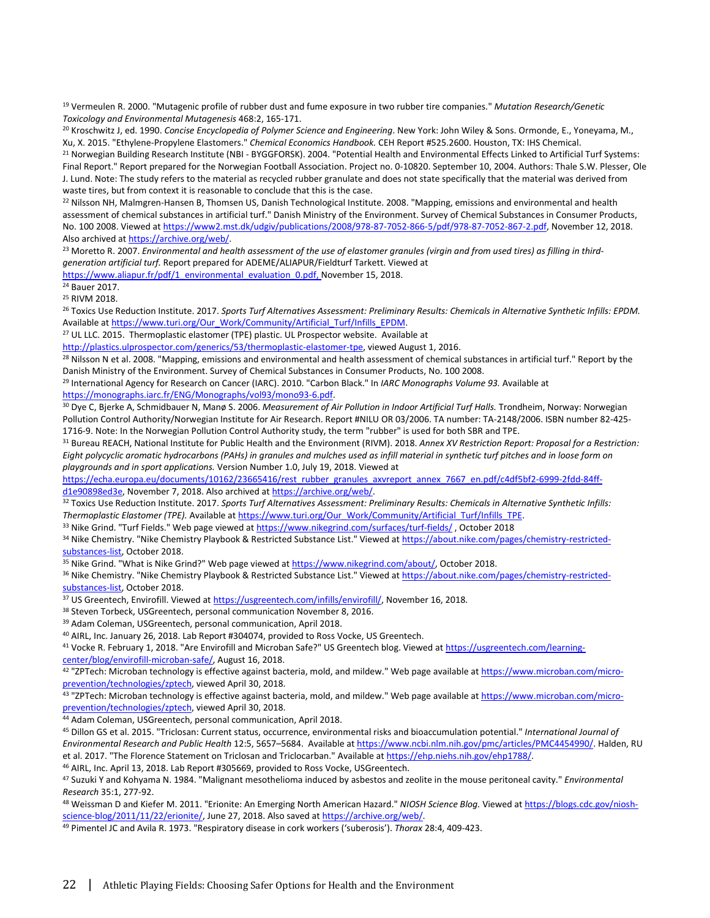[19] Vermeulen R. 2000. "Mutagenic profile of rubber dust and fume exposure in two rubber tire companies." *Mutation Research/Genetic Toxicology and Environmental Mutagenesis* 468:2, 165-171.

[20] Kroschwitz J, ed. 1990. *Concise Encyclopedia of Polymer Science and Engineering*. New York: John Wiley & Sons. Ormonde, E., Yoneyama, M., Xu, X. 2015. "Ethylene-Propylene Elastomers." *Chemical Economics Handbook.* CEH Report #525.2600. Houston, TX: IHS Chemical.

[21] Norwegian Building Research Institute (NBI - BYGGFORSK). 2004. "Potential Health and Environmental Effects Linked to Artificial Turf Systems: Final Report." Report prepared for the Norwegian Football Association. Project no. 0-10820. September 10, 2004. Authors: Thale S.W. Plesser, Ole J. Lund. Note: The study refers to the material as recycled rubber granulate and does not state specifically that the material was derived from waste tires, but from context it is reasonable to conclude that this is the case.

[22] Nilsson NH, Malmgren-Hansen B, Thomsen US, Danish Technological Institute. 2008. "Mapping, emissions and environmental and health assessment of chemical substances in artificial turf." Danish Ministry of the Environment. Survey of Chemical Substances in Consumer Products, No. 100 2008. Viewed at https://www2.mst.dk/udgiv/publications/2008/978-87-7052-866-5/pdf/978-87-7052-867-2.pdf, November 12, 2018. Also archived at https://archive.org/web/.

[23] Moretto R. 2007. *Environmental and health assessment of the use of elastomer granules (virgin and from used tires) as filling in third-generation artificial turf.* Report prepared for ADEME/ALIAPUR/Fieldturf Tarkett. Viewed at https://www.aliapur.fr/pdf/1_environmental_evaluation_0.pdf, November 15, 2018.

[24] Bauer 2017.

[25] RIVM 2018.

[26] Toxics Use Reduction Institute. 2017. *Sports Turf Alternatives Assessment: Preliminary Results: Chemicals in Alternative Synthetic Infills: EPDM.* Available at https://www.turi.org/Our_Work/Community/Artificial_Turf/Infills_EPDM.

[27] UL LLC. 2015. Thermoplastic elastomer (TPE) plastic. UL Prospector website. Available at http://plastics.ulprospector.com/generics/53/thermoplastic-elastomer-tpe, viewed August 1, 2016.

[28] Nilsson N et al. 2008. "Mapping, emissions and environmental and health assessment of chemical substances in artificial turf." Report by the Danish Ministry of the Environment. Survey of Chemical Substances in Consumer Products, No. 100 2008.

[29] International Agency for Research on Cancer (IARC). 2010. "Carbon Black." In *IARC Monographs Volume 93.* Available at https://monographs.iarc.fr/ENG/Monographs/vol93/mono93-6.pdf.

[30] Dye C, Bjerke A, Schmidbauer N, Manø S. 2006. *Measurement of Air Pollution in Indoor Artificial Turf Halls.* Trondheim, Norway: Norwegian Pollution Control Authority/Norwegian Institute for Air Research. Report #NILU OR 03/2006. TA number: TA-2148/2006. ISBN number 82-425-1716-9. Note: In the Norwegian Pollution Control Authority study, the term "rubber" is used for both SBR and TPE.

[31] Bureau REACH, National Institute for Public Health and the Environment (RIVM). 2018. *Annex XV Restriction Report: Proposal for a Restriction: Eight polycyclic aromatic hydrocarbons (PAHs) in granules and mulches used as infill material in synthetic turf pitches and in loose form on playgrounds and in sport applications.* Version Number 1.0, July 19, 2018. Viewed at https://echa.europa.eu/documents/10162/23665416/rest_rubber_granules_axvreport_annex_7667_en.pdf/c4df5bf2-6999-2fdd-84ff-d1e90898ed3e, November 7, 2018. Also archived at https://archive.org/web/.

[32] Toxics Use Reduction Institute. 2017. *Sports Turf Alternatives Assessment: Preliminary Results: Chemicals in Alternative Synthetic Infills: Thermoplastic Elastomer (TPE).* Available at https://www.turi.org/Our_Work/Community/Artificial_Turf/Infills_TPE.

[33] Nike Grind. "Turf Fields." Web page viewed at https://www.nikegrind.com/surfaces/turf-fields/ , October 2018

[34] Nike Chemistry. "Nike Chemistry Playbook & Restricted Substance List." Viewed at https://about.nike.com/pages/chemistry-restricted-substances-list, October 2018.

[35] Nike Grind. "What is Nike Grind?" Web page viewed at https://www.nikegrind.com/about/, October 2018.

[36] Nike Chemistry. "Nike Chemistry Playbook & Restricted Substance List." Viewed at https://about.nike.com/pages/chemistry-restricted-substances-list, October 2018.

[37] US Greentech, Envirofill. Viewed at https://usgreentech.com/infills/envirofill/, November 16, 2018.

[38] Steven Torbeck, USGreentech, personal communication November 8, 2016.

[39] Adam Coleman, USGreentech, personal communication, April 2018.

[40] AIRL, Inc. January 26, 2018. Lab Report #304074, provided to Ross Vocke, US Greentech.

[41] Vocke R. February 1, 2018. "Are Envirofill and Microban Safe?" US Greentech blog. Viewed at https://usgreentech.com/learning-center/blog/envirofill-microban-safe/, August 16, 2018.

[42] "ZPTech: Microban technology is effective against bacteria, mold, and mildew." Web page available at https://www.microban.com/micro-prevention/technologies/zptech, viewed April 30, 2018.

[43] "ZPTech: Microban technology is effective against bacteria, mold, and mildew." Web page available at https://www.microban.com/micro-prevention/technologies/zptech, viewed April 30, 2018.

[44] Adam Coleman, USGreentech, personal communication, April 2018.

[45] Dillon GS et al. 2015. "Triclosan: Current status, occurrence, environmental risks and bioaccumulation potential." *International Journal of Environmental Research and Public Health* 12:5, 5657–5684. Available at https://www.ncbi.nlm.nih.gov/pmc/articles/PMC4454990/. Halden, RU et al. 2017. "The Florence Statement on Triclosan and Triclocarban." Available at https://ehp.niehs.nih.gov/ehp1788/.

[46] AIRL, Inc. April 13, 2018. Lab Report #305669, provided to Ross Vocke, USGreentech.

[47] Suzuki Y and Kohyama N. 1984. "Malignant mesothelioma induced by asbestos and zeolite in the mouse peritoneal cavity." *Environmental Research* 35:1, 277-92.

[48] Weissman D and Kiefer M. 2011. "Erionite: An Emerging North American Hazard." *NIOSH Science Blog.* Viewed at https://blogs.cdc.gov/niosh-science-blog/2011/11/22/erionite/, June 27, 2018. Also saved at https://archive.org/web/.

[49] Pimentel JC and Avila R. 1973. "Respiratory disease in cork workers ('suberosis'). *Thorax* 28:4, 409-423.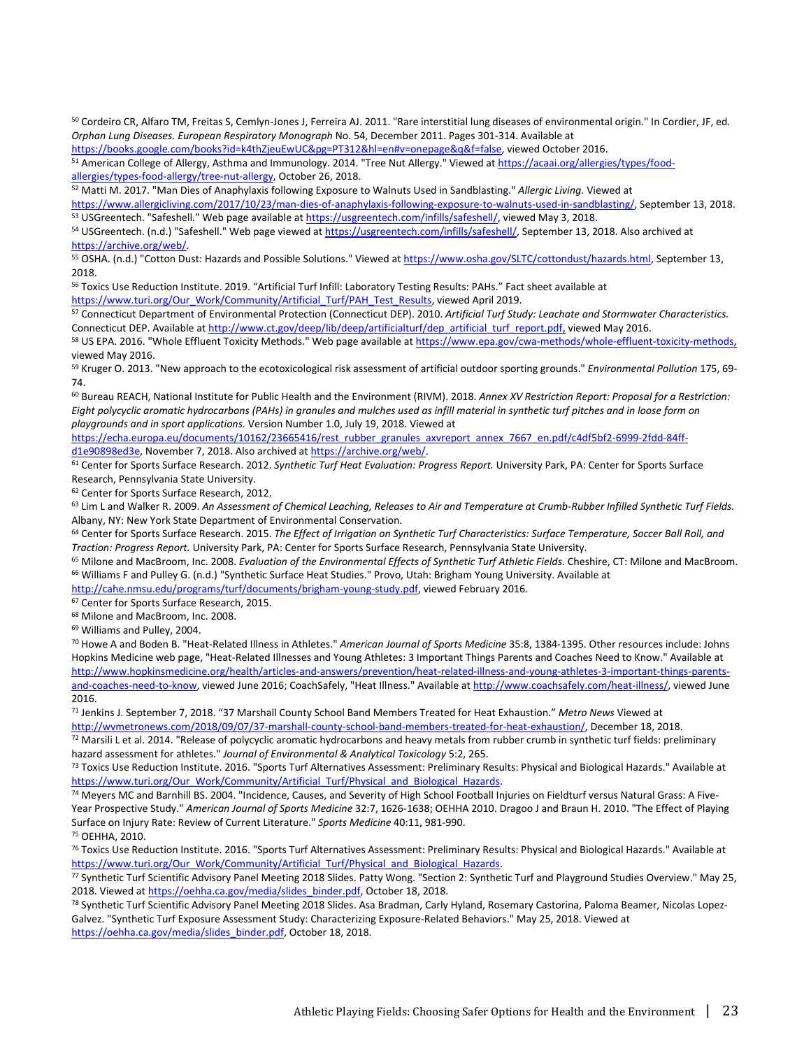[50] Cordeiro CR, Alfaro TM, Freitas S, Cemlyn-Jones J, Ferreira AJ. 2011. "Rare interstitial lung diseases of environmental origin." In Cordier, JF, ed. *Orphan Lung Diseases. European Respiratory Monograph* No. 54, December 2011. Pages 301-314. Available at https://books.google.com/books?id=k4thZjeuEwUC&pg=PT312&hl=en#v=onepage&q&f=false, viewed October 2016.

[51] American College of Allergy, Asthma and Immunology. 2014. "Tree Nut Allergy." Viewed at https://acaai.org/allergies/types/food-allergies/types-food-allergy/tree-nut-allergy, October 26, 2018.

[52] Matti M. 2017. "Man Dies of Anaphylaxis following Exposure to Walnuts Used in Sandblasting." *Allergic Living.* Viewed at https://www.allergicliving.com/2017/10/23/man-dies-of-anaphylaxis-following-exposure-to-walnuts-used-in-sandblasting/, September 13, 2018.

[53] USGreentech. "Safeshell." Web page available at https://usgreentech.com/infills/safeshell/, viewed May 3, 2018.

[54] USGreentech. (n.d.) "Safeshell." Web page viewed at https://usgreentech.com/infills/safeshell/, September 13, 2018. Also archived at https://archive.org/web/.

[55] OSHA. (n.d.) "Cotton Dust: Hazards and Possible Solutions." Viewed at https://www.osha.gov/SLTC/cottondust/hazards.html, September 13, 2018.

[56] Toxics Use Reduction Institute. 2019. "Artificial Turf Infill: Laboratory Testing Results: PAHs." Fact sheet available at https://www.turi.org/Our_Work/Community/Artificial_Turf/PAH_Test_Results, viewed April 2019.

[57] Connecticut Department of Environmental Protection (Connecticut DEP). 2010. *Artificial Turf Study: Leachate and Stormwater Characteristics.* Connecticut DEP. Available at http://www.ct.gov/deep/lib/deep/artificialturf/dep_artificial_turf_report.pdf, viewed May 2016.

[58] US EPA. 2016. "Whole Effluent Toxicity Methods." Web page available at https://www.epa.gov/cwa-methods/whole-effluent-toxicity-methods, viewed May 2016.

[59] Kruger O. 2013. "New approach to the ecotoxicological risk assessment of artificial outdoor sporting grounds." *Environmental Pollution* 175, 69-74.

[60] Bureau REACH, National Institute for Public Health and the Environment (RIVM). 2018. *Annex XV Restriction Report: Proposal for a Restriction: Eight polycyclic aromatic hydrocarbons (PAHs) in granules and mulches used as infill material in synthetic turf pitches and in loose form on playgrounds and in sport applications.* Version Number 1.0, July 19, 2018. Viewed at https://echa.europa.eu/documents/10162/23665416/rest_rubber_granules_axvreport_annex_7667_en.pdf/c4df5bf2-6999-2fdd-84ff-d1e90898ed3e, November 7, 2018. Also archived at https://archive.org/web/.

[61] Center for Sports Surface Research. 2012. *Synthetic Turf Heat Evaluation: Progress Report.* University Park, PA: Center for Sports Surface Research, Pennsylvania State University.

[62] Center for Sports Surface Research, 2012.

[63] Lim L and Walker R. 2009. *An Assessment of Chemical Leaching, Releases to Air and Temperature at Crumb-Rubber Infilled Synthetic Turf Fields.* Albany, NY: New York State Department of Environmental Conservation.

[64] Center for Sports Surface Research. 2015. *The Effect of Irrigation on Synthetic Turf Characteristics: Surface Temperature, Soccer Ball Roll, and Traction: Progress Report.* University Park, PA: Center for Sports Surface Research, Pennsylvania State University.

[65] Milone and MacBroom, Inc. 2008. *Evaluation of the Environmental Effects of Synthetic Turf Athletic Fields.* Cheshire, CT: Milone and MacBroom.

[66] Williams F and Pulley G. (n.d.) "Synthetic Surface Heat Studies." Provo, Utah: Brigham Young University. Available at http://cahe.nmsu.edu/programs/turf/documents/brigham-young-study.pdf, viewed February 2016.

[67] Center for Sports Surface Research, 2015.

[68] Milone and MacBroom, Inc. 2008.

[69] Williams and Pulley, 2004.

[70] Howe A and Boden B. "Heat-Related Illness in Athletes." *American Journal of Sports Medicine* 35:8, 1384-1395. Other resources include: Johns Hopkins Medicine web page, "Heat-Related Illnesses and Young Athletes: 3 Important Things Parents and Coaches Need to Know." Available at http://www.hopkinsmedicine.org/health/articles-and-answers/prevention/heat-related-illness-and-young-athletes-3-important-things-parents-and-coaches-need-to-know, viewed June 2016; CoachSafely, "Heat Illness." Available at http://www.coachsafely.com/heat-illness/, viewed June 2016.

[71] Jenkins J. September 7, 2018. "37 Marshall County School Band Members Treated for Heat Exhaustion." *Metro News* Viewed at http://wvmetronews.com/2018/09/07/37-marshall-county-school-band-members-treated-for-heat-exhaustion/, December 18, 2018.

[72] Marsili L et al. 2014. "Release of polycyclic aromatic hydrocarbons and heavy metals from rubber crumb in synthetic turf fields: preliminary hazard assessment for athletes." *Journal of Environmental & Analytical Toxicology* 5:2, 265.

[73] Toxics Use Reduction Institute. 2016. "Sports Turf Alternatives Assessment: Preliminary Results: Physical and Biological Hazards." Available at https://www.turi.org/Our_Work/Community/Artificial_Turf/Physical_and_Biological_Hazards.

[74] Meyers MC and Barnhill BS. 2004. "Incidence, Causes, and Severity of High School Football Injuries on Fieldturf versus Natural Grass: A Five-Year Prospective Study." *American Journal of Sports Medicine* 32:7, 1626-1638; OEHHA 2010. Dragoo J and Braun H. 2010. "The Effect of Playing Surface on Injury Rate: Review of Current Literature." *Sports Medicine* 40:11, 981-990.

[75] OEHHA, 2010.

[76] Toxics Use Reduction Institute. 2016. "Sports Turf Alternatives Assessment: Preliminary Results: Physical and Biological Hazards." Available at https://www.turi.org/Our_Work/Community/Artificial_Turf/Physical_and_Biological_Hazards.

[77] Synthetic Turf Scientific Advisory Panel Meeting 2018 Slides. Patty Wong. "Section 2: Synthetic Turf and Playground Studies Overview." May 25, 2018. Viewed at https://oehha.ca.gov/media/slides_binder.pdf, October 18, 2018.

[78] Synthetic Turf Scientific Advisory Panel Meeting 2018 Slides. Asa Bradman, Carly Hyland, Rosemary Castorina, Paloma Beamer, Nicolas Lopez-Galvez. "Synthetic Turf Exposure Assessment Study: Characterizing Exposure-Related Behaviors." May 25, 2018. Viewed at https://oehha.ca.gov/media/slides_binder.pdf, October 18, 2018.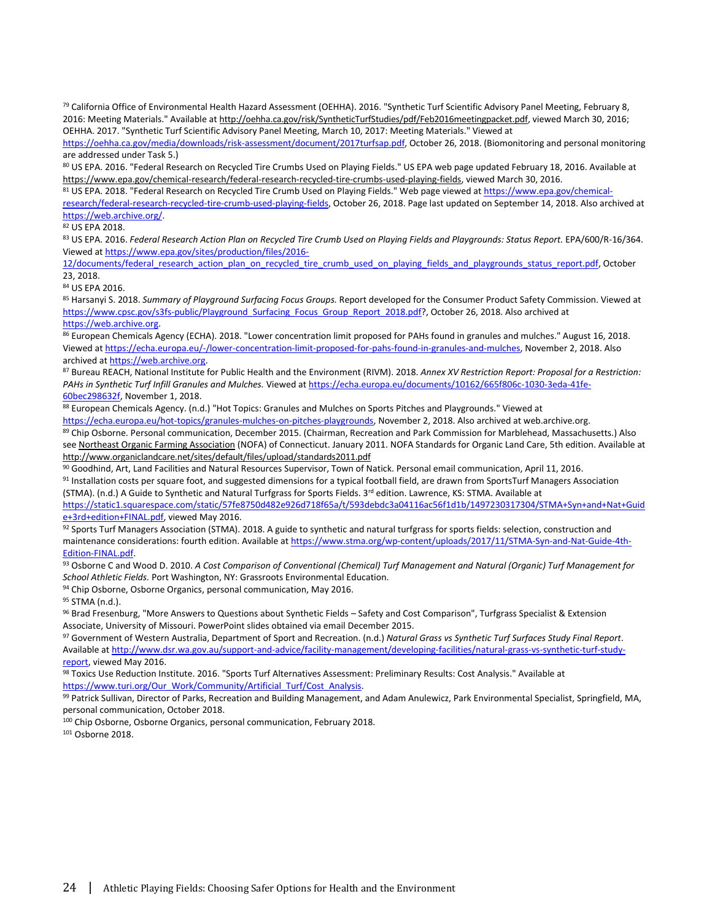[79] California Office of Environmental Health Hazard Assessment (OEHHA). 2016. "Synthetic Turf Scientific Advisory Panel Meeting, February 8, 2016: Meeting Materials." Available at http://oehha.ca.gov/risk/SyntheticTurfStudies/pdf/Feb2016meetingpacket.pdf, viewed March 30, 2016; OEHHA. 2017. "Synthetic Turf Scientific Advisory Panel Meeting, March 10, 2017: Meeting Materials." Viewed at https://oehha.ca.gov/media/downloads/risk-assessment/document/2017turfsap.pdf, October 26, 2018. (Biomonitoring and personal monitoring are addressed under Task 5.)

[80] US EPA. 2016. "Federal Research on Recycled Tire Crumbs Used on Playing Fields." US EPA web page updated February 18, 2016. Available at https://www.epa.gov/chemical-research/federal-research-recycled-tire-crumbs-used-playing-fields, viewed March 30, 2016.

[81] US EPA. 2018. "Federal Research on Recycled Tire Crumb Used on Playing Fields." Web page viewed at https://www.epa.gov/chemical-research/federal-research-recycled-tire-crumb-used-playing-fields, October 26, 2018. Page last updated on September 14, 2018. Also archived at https://web.archive.org/.

[82] US EPA 2018.

[83] US EPA. 2016. *Federal Research Action Plan on Recycled Tire Crumb Used on Playing Fields and Playgrounds: Status Report.* EPA/600/R-16/364. Viewed at https://www.epa.gov/sites/production/files/2016-12/documents/federal_research_action_plan_on_recycled_tire_crumb_used_on_playing_fields_and_playgrounds_status_report.pdf, October 23, 2018.

[84] US EPA 2016.

[85] Harsanyi S. 2018. *Summary of Playground Surfacing Focus Groups.* Report developed for the Consumer Product Safety Commission. Viewed at https://www.cpsc.gov/s3fs-public/Playground_Surfacing_Focus_Group_Report_2018.pdf?, October 26, 2018. Also archived at https://web.archive.org.

[86] European Chemicals Agency (ECHA). 2018. "Lower concentration limit proposed for PAHs found in granules and mulches." August 16, 2018. Viewed at https://echa.europa.eu/-/lower-concentration-limit-proposed-for-pahs-found-in-granules-and-mulches, November 2, 2018. Also archived at https://web.archive.org.

[87] Bureau REACH, National Institute for Public Health and the Environment (RIVM). 2018. *Annex XV Restriction Report: Proposal for a Restriction: PAHs in Synthetic Turf Infill Granules and Mulches.* Viewed at https://echa.europa.eu/documents/10162/665f806c-1030-3eda-41fe-60bec298632f, November 1, 2018.

[88] European Chemicals Agency. (n.d.) "Hot Topics: Granules and Mulches on Sports Pitches and Playgrounds." Viewed at https://echa.europa.eu/hot-topics/granules-mulches-on-pitches-playgrounds, November 2, 2018. Also archived at web.archive.org.

[89] Chip Osborne. Personal communication, December 2015. (Chairman, Recreation and Park Commission for Marblehead, Massachusetts.) Also see Northeast Organic Farming Association (NOFA) of Connecticut. January 2011. NOFA Standards for Organic Land Care, 5th edition. Available at http://www.organiclandcare.net/sites/default/files/upload/standards2011.pdf

[90] Goodhind, Art, Land Facilities and Natural Resources Supervisor, Town of Natick. Personal email communication, April 11, 2016.

[91] Installation costs per square foot, and suggested dimensions for a typical football field, are drawn from SportsTurf Managers Association (STMA). (n.d.) A Guide to Synthetic and Natural Turfgrass for Sports Fields. 3rd edition. Lawrence, KS: STMA. Available at https://static1.squarespace.com/static/57fe8750d482e926d718f65a/t/593debdc3a04116ac56f1d1b/1497230317304/STMA+Syn+and+Nat+Guide+3rd+edition+FINAL.pdf, viewed May 2016.

[92] Sports Turf Managers Association (STMA). 2018. A guide to synthetic and natural turfgrass for sports fields: selection, construction and maintenance considerations: fourth edition. Available at https://www.stma.org/wp-content/uploads/2017/11/STMA-Syn-and-Nat-Guide-4th-Edition-FINAL.pdf.

[93] Osborne C and Wood D. 2010. *A Cost Comparison of Conventional (Chemical) Turf Management and Natural (Organic) Turf Management for School Athletic Fields.* Port Washington, NY: Grassroots Environmental Education.

[94] Chip Osborne, Osborne Organics, personal communication, May 2016.

[95] STMA (n.d.).

[96] Brad Fresenburg, "More Answers to Questions about Synthetic Fields – Safety and Cost Comparison", Turfgrass Specialist & Extension Associate, University of Missouri. PowerPoint slides obtained via email December 2015.

[97] Government of Western Australia, Department of Sport and Recreation. (n.d.) *Natural Grass vs Synthetic Turf Surfaces Study Final Report*. Available at http://www.dsr.wa.gov.au/support-and-advice/facility-management/developing-facilities/natural-grass-vs-synthetic-turf-study-report, viewed May 2016.

[98] Toxics Use Reduction Institute. 2016. "Sports Turf Alternatives Assessment: Preliminary Results: Cost Analysis." Available at https://www.turi.org/Our_Work/Community/Artificial_Turf/Cost_Analysis.

[99] Patrick Sullivan, Director of Parks, Recreation and Building Management, and Adam Anulewicz, Park Environmental Specialist, Springfield, MA, personal communication, October 2018.

[100] Chip Osborne, Osborne Organics, personal communication, February 2018.

[101] Osborne 2018.